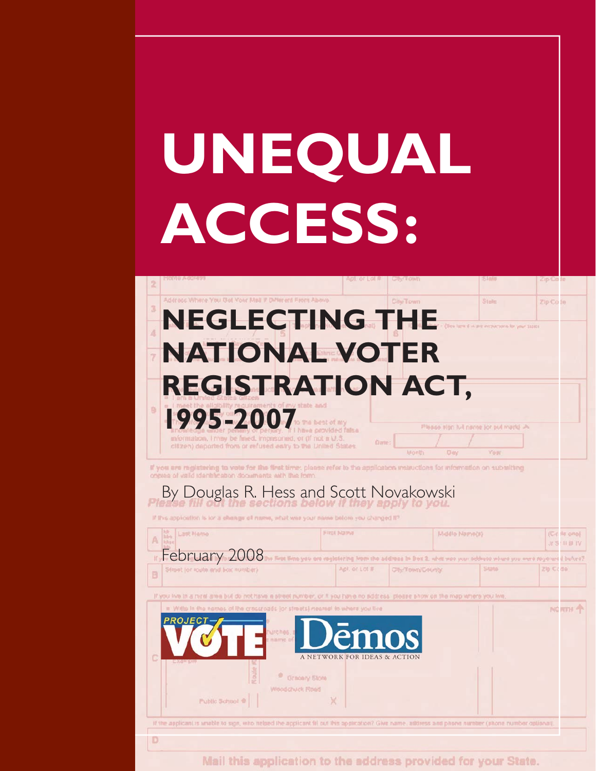# UNEQUAL ACCESS:

## NEGLECTING THE NATIONAL VOTER REGISTRATION ACT, 1995-2007

By Douglas R. Hess and Scott Novakowski

February 2008

PROJECT VOTE

Dēmos

A NETWORK FOR IDEAS & ACTION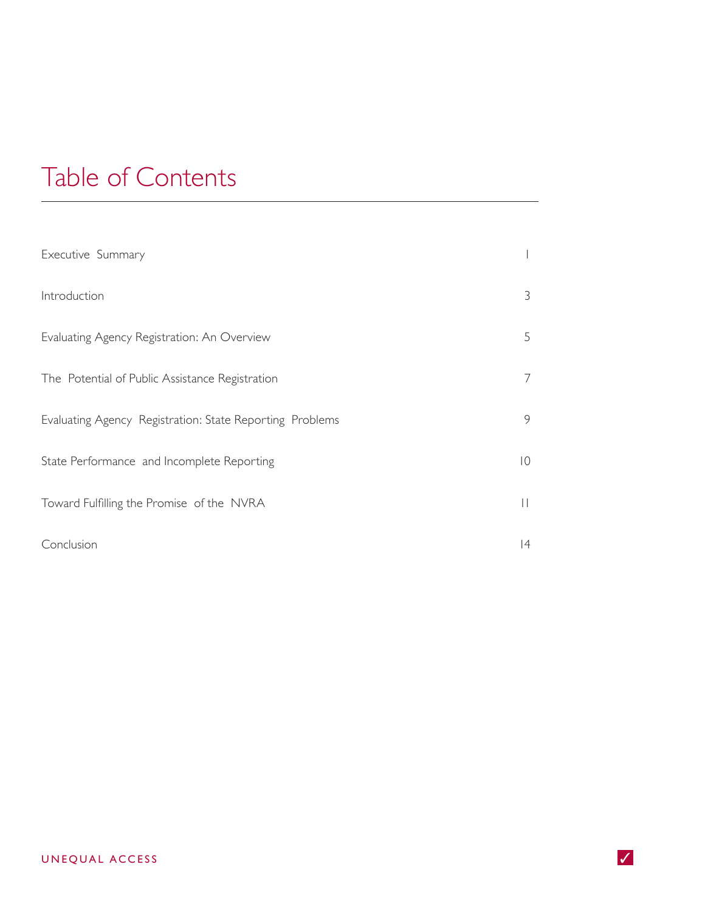# Table of Contents

| | |
|---|---|
| Executive Summary | 1 |
| Introduction | 3 |
| Evaluating Agency Registration: An Overview | 5 |
| The Potential of Public Assistance Registration | 7 |
| Evaluating Agency Registration: State Reporting Problems | 9 |
| State Performance and Incomplete Reporting | 10 |
| Toward Fulfilling the Promise of the NVRA | 11 |
| Conclusion | 14 |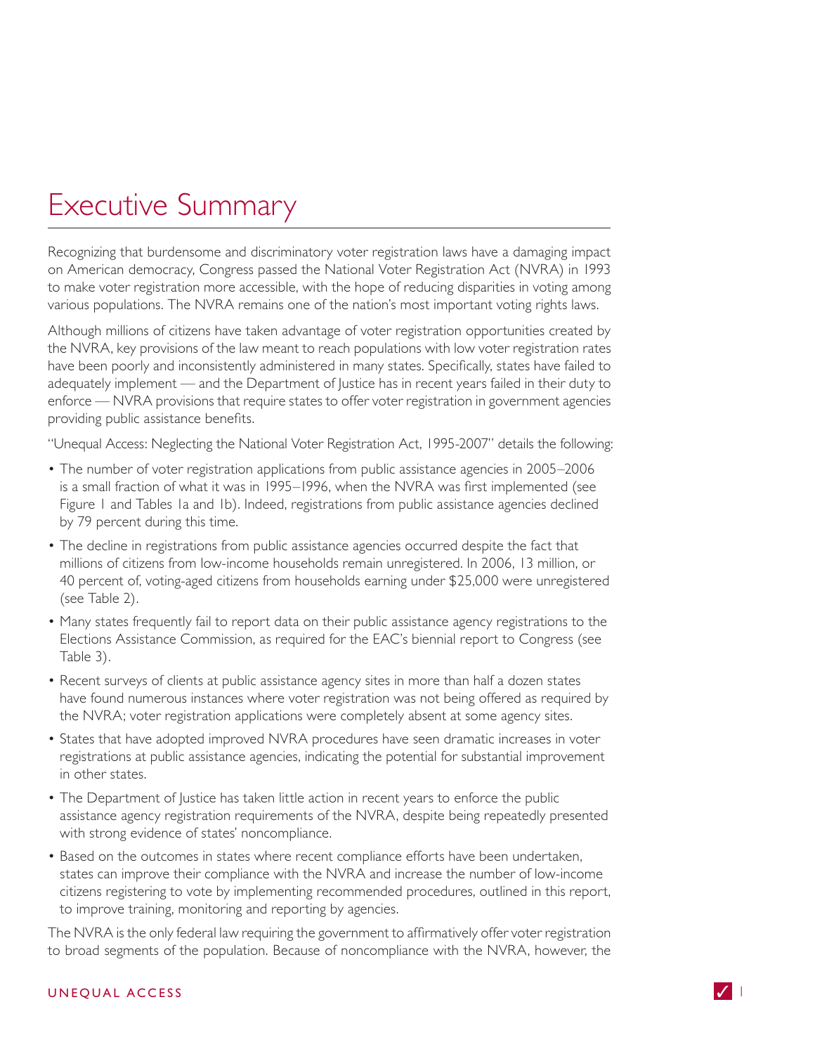# Executive Summary

Recognizing that burdensome and discriminatory voter registration laws have a damaging impact on American democracy, Congress passed the National Voter Registration Act (NVRA) in 1993 to make voter registration more accessible, with the hope of reducing disparities in voting among various populations. The NVRA remains one of the nation's most important voting rights laws.

Although millions of citizens have taken advantage of voter registration opportunities created by the NVRA, key provisions of the law meant to reach populations with low voter registration rates have been poorly and inconsistently administered in many states. Specifically, states have failed to adequately implement — and the Department of Justice has in recent years failed in their duty to enforce — NVRA provisions that require states to offer voter registration in government agencies providing public assistance benefits.

"Unequal Access: Neglecting the National Voter Registration Act, 1995-2007" details the following:

- The number of voter registration applications from public assistance agencies in 2005–2006 is a small fraction of what it was in 1995–1996, when the NVRA was first implemented (see Figure 1 and Tables 1a and 1b). Indeed, registrations from public assistance agencies declined by 79 percent during this time.
- The decline in registrations from public assistance agencies occurred despite the fact that millions of citizens from low-income households remain unregistered. In 2006, 13 million, or 40 percent of, voting-aged citizens from households earning under $25,000 were unregistered (see Table 2).
- Many states frequently fail to report data on their public assistance agency registrations to the Elections Assistance Commission, as required for the EAC's biennial report to Congress (see Table 3).
- Recent surveys of clients at public assistance agency sites in more than half a dozen states have found numerous instances where voter registration was not being offered as required by the NVRA; voter registration applications were completely absent at some agency sites.
- States that have adopted improved NVRA procedures have seen dramatic increases in voter registrations at public assistance agencies, indicating the potential for substantial improvement in other states.
- The Department of Justice has taken little action in recent years to enforce the public assistance agency registration requirements of the NVRA, despite being repeatedly presented with strong evidence of states' noncompliance.
- Based on the outcomes in states where recent compliance efforts have been undertaken, states can improve their compliance with the NVRA and increase the number of low-income citizens registering to vote by implementing recommended procedures, outlined in this report, to improve training, monitoring and reporting by agencies.

The NVRA is the only federal law requiring the government to affirmatively offer voter registration to broad segments of the population. Because of noncompliance with the NVRA, however, the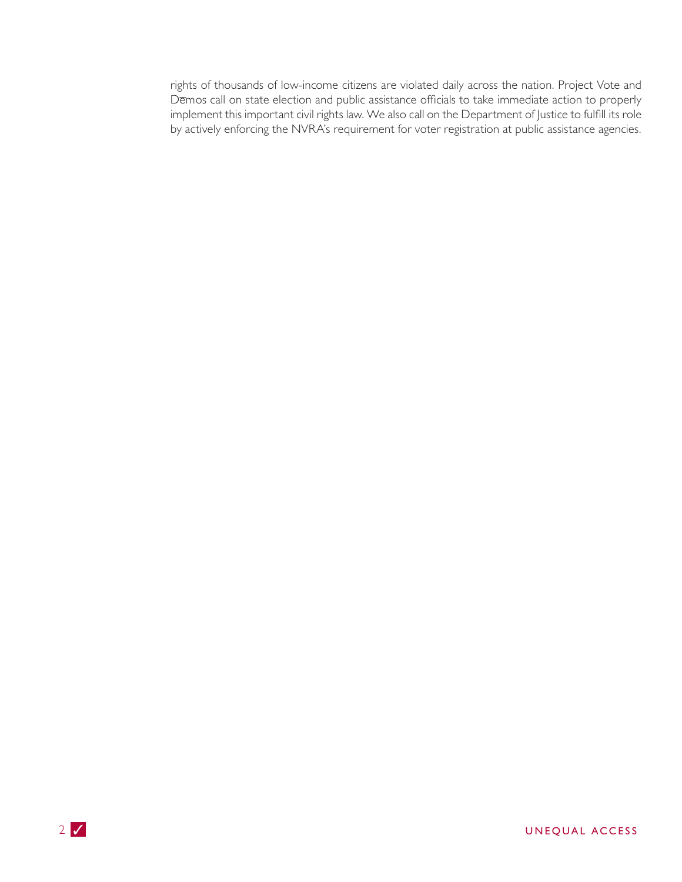rights of thousands of low-income citizens are violated daily across the nation. Project Vote and Dēmos call on state election and public assistance officials to take immediate action to properly implement this important civil rights law. We also call on the Department of Justice to fulfill its role by actively enforcing the NVRA's requirement for voter registration at public assistance agencies.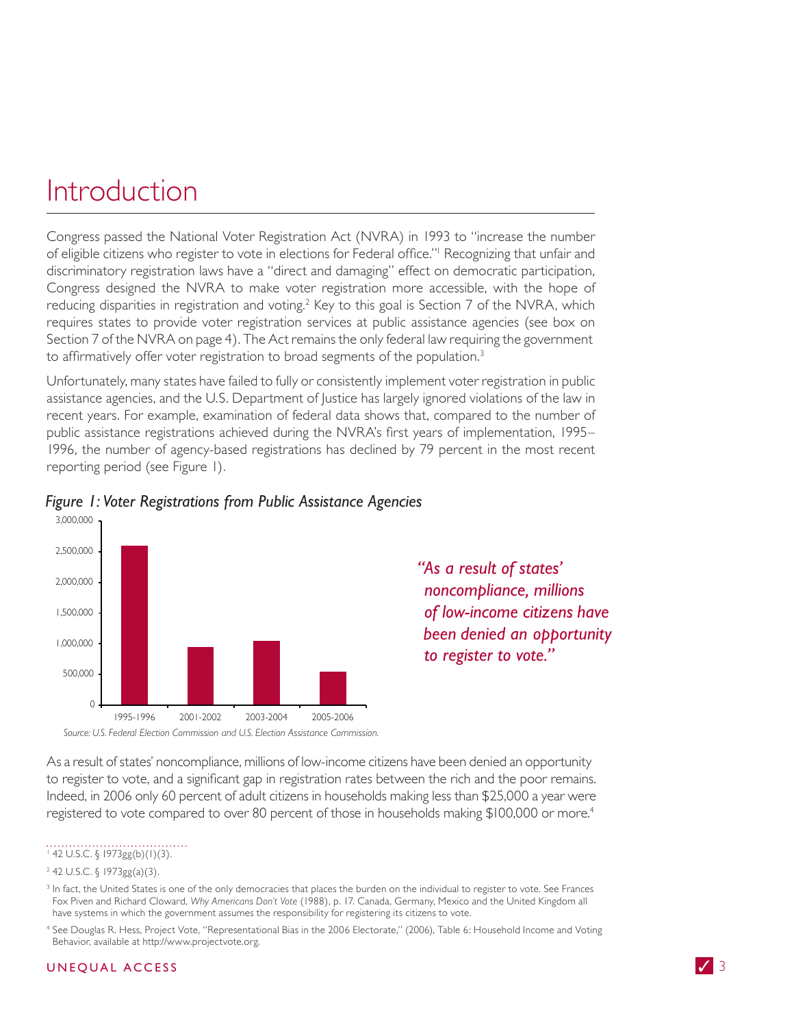# Introduction

Congress passed the National Voter Registration Act (NVRA) in 1993 to "increase the number of eligible citizens who register to vote in elections for Federal office."[1] Recognizing that unfair and discriminatory registration laws have a "direct and damaging" effect on democratic participation, Congress designed the NVRA to make voter registration more accessible, with the hope of reducing disparities in registration and voting.[2] Key to this goal is Section 7 of the NVRA, which requires states to provide voter registration services at public assistance agencies (see box on Section 7 of the NVRA on page 4). The Act remains the only federal law requiring the government to affirmatively offer voter registration to broad segments of the population.[3]

Unfortunately, many states have failed to fully or consistently implement voter registration in public assistance agencies, and the U.S. Department of Justice has largely ignored violations of the law in recent years. For example, examination of federal data shows that, compared to the number of public assistance registrations achieved during the NVRA's first years of implementation, 1995–1996, the number of agency-based registrations has declined by 79 percent in the most recent reporting period (see Figure 1).

*Figure 1: Voter Registrations from Public Assistance Agencies*

*Source: U.S. Federal Election Commission and U.S. Election Assistance Commission.*

*"As a result of states' noncompliance, millions of low-income citizens have been denied an opportunity to register to vote."*

As a result of states' noncompliance, millions of low-income citizens have been denied an opportunity to register to vote, and a significant gap in registration rates between the rich and the poor remains. Indeed, in 2006 only 60 percent of adult citizens in households making less than $25,000 a year were registered to vote compared to over 80 percent of those in households making $100,000 or more.[4]

---

[1] 42 U.S.C. § 1973gg(b)(1)(3).

[2] 42 U.S.C. § 1973gg(a)(3).

[3] In fact, the United States is one of the only democracies that places the burden on the individual to register to vote. See Frances Fox Piven and Richard Cloward, *Why Americans Don't Vote* (1988), p. 17. Canada, Germany, Mexico and the United Kingdom all have systems in which the government assumes the responsibility for registering its citizens to vote.

[4] See Douglas R. Hess, Project Vote, "Representational Bias in the 2006 Electorate," (2006), Table 6: Household Income and Voting Behavior, available at http://www.projectvote.org.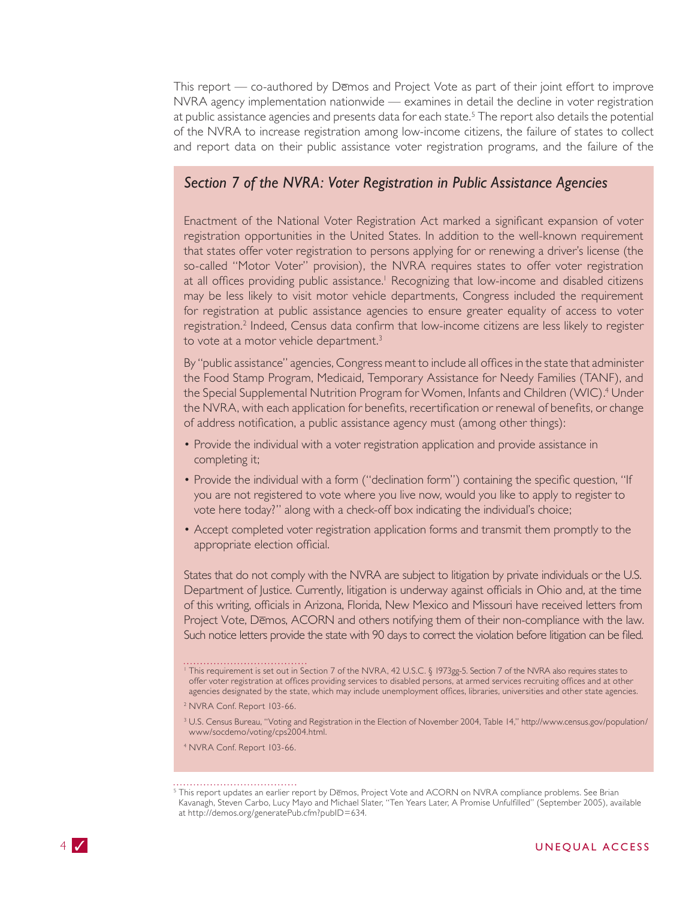This report — co-authored by Dēmos and Project Vote as part of their joint effort to improve NVRA agency implementation nationwide — examines in detail the decline in voter registration at public assistance agencies and presents data for each state.[5] The report also details the potential of the NVRA to increase registration among low-income citizens, the failure of states to collect and report data on their public assistance voter registration programs, and the failure of the

### *Section 7 of the NVRA: Voter Registration in Public Assistance Agencies*

Enactment of the National Voter Registration Act marked a significant expansion of voter registration opportunities in the United States. In addition to the well-known requirement that states offer voter registration to persons applying for or renewing a driver's license (the so-called "Motor Voter" provision), the NVRA requires states to offer voter registration at all offices providing public assistance.[1] Recognizing that low-income and disabled citizens may be less likely to visit motor vehicle departments, Congress included the requirement for registration at public assistance agencies to ensure greater equality of access to voter registration.[2] Indeed, Census data confirm that low-income citizens are less likely to register to vote at a motor vehicle department.[3]

By "public assistance" agencies, Congress meant to include all offices in the state that administer the Food Stamp Program, Medicaid, Temporary Assistance for Needy Families (TANF), and the Special Supplemental Nutrition Program for Women, Infants and Children (WIC).[4] Under the NVRA, with each application for benefits, recertification or renewal of benefits, or change of address notification, a public assistance agency must (among other things):

- Provide the individual with a voter registration application and provide assistance in completing it;
- Provide the individual with a form ("declination form") containing the specific question, "If you are not registered to vote where you live now, would you like to apply to register to vote here today?" along with a check-off box indicating the individual's choice;
- Accept completed voter registration application forms and transmit them promptly to the appropriate election official.

States that do not comply with the NVRA are subject to litigation by private individuals or the U.S. Department of Justice. Currently, litigation is underway against officials in Ohio and, at the time of this writing, officials in Arizona, Florida, New Mexico and Missouri have received letters from Project Vote, Dēmos, ACORN and others notifying them of their non-compliance with the law. Such notice letters provide the state with 90 days to correct the violation before litigation can be filed.

[1] This requirement is set out in Section 7 of the NVRA, 42 U.S.C. § 1973gg-5. Section 7 of the NVRA also requires states to offer voter registration at offices providing services to disabled persons, at armed services recruiting offices and at other agencies designated by the state, which may include unemployment offices, libraries, universities and other state agencies.

[2] NVRA Conf. Report 103-66.

[3] U.S. Census Bureau, "Voting and Registration in the Election of November 2004, Table 14," http://www.census.gov/population/www/socdemo/voting/cps2004.html.

[4] NVRA Conf. Report 103-66.

[5] This report updates an earlier report by Dēmos, Project Vote and ACORN on NVRA compliance problems. See Brian Kavanagh, Steven Carbo, Lucy Mayo and Michael Slater, "Ten Years Later, A Promise Unfulfilled" (September 2005), available at http://demos.org/generatePub.cfm?pubID=634.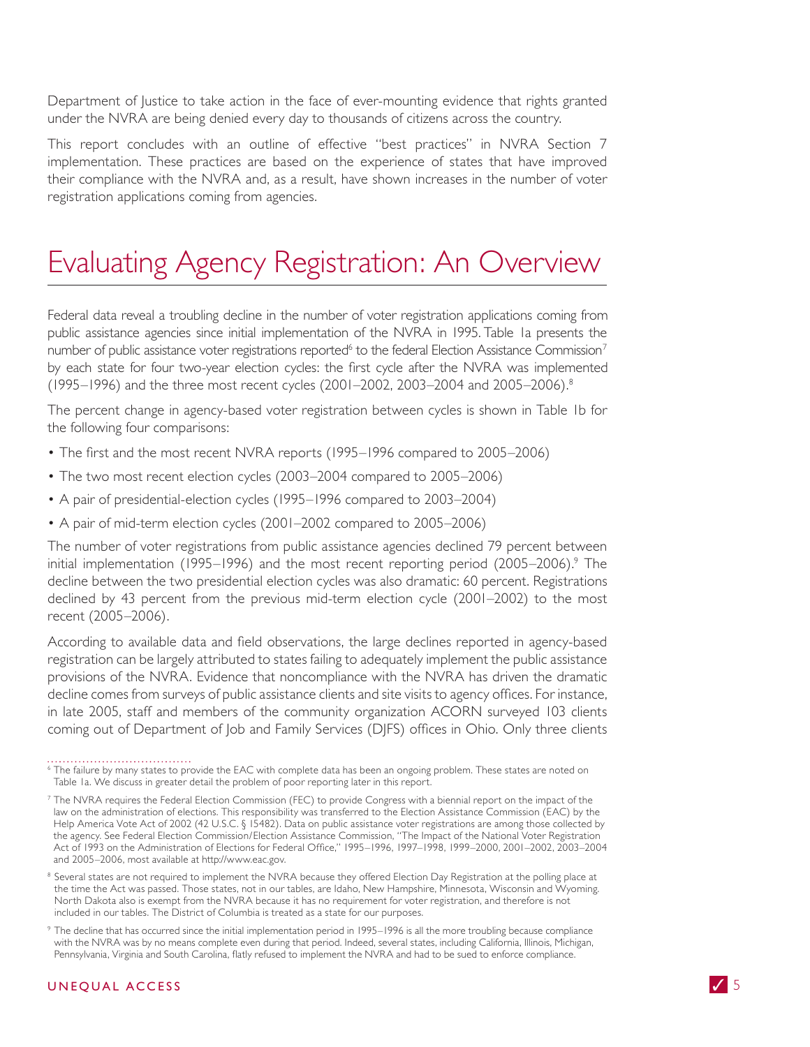Department of Justice to take action in the face of ever-mounting evidence that rights granted under the NVRA are being denied every day to thousands of citizens across the country.

This report concludes with an outline of effective "best practices" in NVRA Section 7 implementation. These practices are based on the experience of states that have improved their compliance with the NVRA and, as a result, have shown increases in the number of voter registration applications coming from agencies.

# Evaluating Agency Registration: An Overview

Federal data reveal a troubling decline in the number of voter registration applications coming from public assistance agencies since initial implementation of the NVRA in 1995. Table 1a presents the number of public assistance voter registrations reported[6] to the federal Election Assistance Commission[7] by each state for four two-year election cycles: the first cycle after the NVRA was implemented (1995–1996) and the three most recent cycles (2001–2002, 2003–2004 and 2005–2006).[8]

The percent change in agency-based voter registration between cycles is shown in Table 1b for the following four comparisons:

- The first and the most recent NVRA reports (1995–1996 compared to 2005–2006)
- The two most recent election cycles (2003–2004 compared to 2005–2006)
- A pair of presidential-election cycles (1995–1996 compared to 2003–2004)
- A pair of mid-term election cycles (2001–2002 compared to 2005–2006)

The number of voter registrations from public assistance agencies declined 79 percent between initial implementation (1995–1996) and the most recent reporting period (2005–2006).[9] The decline between the two presidential election cycles was also dramatic: 60 percent. Registrations declined by 43 percent from the previous mid-term election cycle (2001–2002) to the most recent (2005–2006).

According to available data and field observations, the large declines reported in agency-based registration can be largely attributed to states failing to adequately implement the public assistance provisions of the NVRA. Evidence that noncompliance with the NVRA has driven the dramatic decline comes from surveys of public assistance clients and site visits to agency offices. For instance, in late 2005, staff and members of the community organization ACORN surveyed 103 clients coming out of Department of Job and Family Services (DJFS) offices in Ohio. Only three clients

---

[6] The failure by many states to provide the EAC with complete data has been an ongoing problem. These states are noted on Table 1a. We discuss in greater detail the problem of poor reporting later in this report.

[7] The NVRA requires the Federal Election Commission (FEC) to provide Congress with a biennial report on the impact of the law on the administration of elections. This responsibility was transferred to the Election Assistance Commission (EAC) by the Help America Vote Act of 2002 (42 U.S.C. § 15482). Data on public assistance voter registrations are among those collected by the agency. See Federal Election Commission/Election Assistance Commission, "The Impact of the National Voter Registration Act of 1993 on the Administration of Elections for Federal Office," 1995–1996, 1997–1998, 1999–2000, 2001–2002, 2003–2004 and 2005–2006, most available at http://www.eac.gov.

[8] Several states are not required to implement the NVRA because they offered Election Day Registration at the polling place at the time the Act was passed. Those states, not in our tables, are Idaho, New Hampshire, Minnesota, Wisconsin and Wyoming. North Dakota also is exempt from the NVRA because it has no requirement for voter registration, and therefore is not included in our tables. The District of Columbia is treated as a state for our purposes.

[9] The decline that has occurred since the initial implementation period in 1995–1996 is all the more troubling because compliance with the NVRA was by no means complete even during that period. Indeed, several states, including California, Illinois, Michigan, Pennsylvania, Virginia and South Carolina, flatly refused to implement the NVRA and had to be sued to enforce compliance.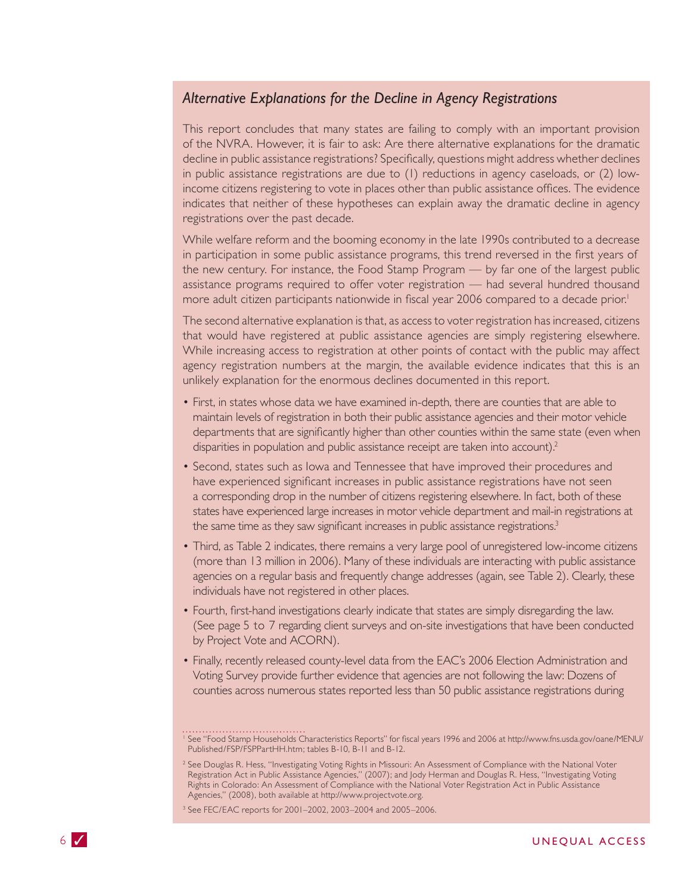### *Alternative Explanations for the Decline in Agency Registrations*

This report concludes that many states are failing to comply with an important provision of the NVRA. However, it is fair to ask: Are there alternative explanations for the dramatic decline in public assistance registrations? Specifically, questions might address whether declines in public assistance registrations are due to (1) reductions in agency caseloads, or (2) low-income citizens registering to vote in places other than public assistance offices. The evidence indicates that neither of these hypotheses can explain away the dramatic decline in agency registrations over the past decade.

While welfare reform and the booming economy in the late 1990s contributed to a decrease in participation in some public assistance programs, this trend reversed in the first years of the new century. For instance, the Food Stamp Program — by far one of the largest public assistance programs required to offer voter registration — had several hundred thousand more adult citizen participants nationwide in fiscal year 2006 compared to a decade prior.[1]

The second alternative explanation is that, as access to voter registration has increased, citizens that would have registered at public assistance agencies are simply registering elsewhere. While increasing access to registration at other points of contact with the public may affect agency registration numbers at the margin, the available evidence indicates that this is an unlikely explanation for the enormous declines documented in this report.

- First, in states whose data we have examined in-depth, there are counties that are able to maintain levels of registration in both their public assistance agencies and their motor vehicle departments that are significantly higher than other counties within the same state (even when disparities in population and public assistance receipt are taken into account).[2]
- Second, states such as Iowa and Tennessee that have improved their procedures and have experienced significant increases in public assistance registrations have not seen a corresponding drop in the number of citizens registering elsewhere. In fact, both of these states have experienced large increases in motor vehicle department and mail-in registrations at the same time as they saw significant increases in public assistance registrations.[3]
- Third, as Table 2 indicates, there remains a very large pool of unregistered low-income citizens (more than 13 million in 2006). Many of these individuals are interacting with public assistance agencies on a regular basis and frequently change addresses (again, see Table 2). Clearly, these individuals have not registered in other places.
- Fourth, first-hand investigations clearly indicate that states are simply disregarding the law. (See page 5 to 7 regarding client surveys and on-site investigations that have been conducted by Project Vote and ACORN).
- Finally, recently released county-level data from the EAC's 2006 Election Administration and Voting Survey provide further evidence that agencies are not following the law: Dozens of counties across numerous states reported less than 50 public assistance registrations during

---

[1] See "Food Stamp Households Characteristics Reports" for fiscal years 1996 and 2006 at http://www.fns.usda.gov/oane/MENU/Published/FSP/FSPPartHH.htm; tables B-10, B-11 and B-12.

[2] See Douglas R. Hess, "Investigating Voting Rights in Missouri: An Assessment of Compliance with the National Voter Registration Act in Public Assistance Agencies," (2007); and Jody Herman and Douglas R. Hess, "Investigating Voting Rights in Colorado: An Assessment of Compliance with the National Voter Registration Act in Public Assistance Agencies," (2008), both available at http://www.projectvote.org.

[3] See FEC/EAC reports for 2001–2002, 2003–2004 and 2005–2006.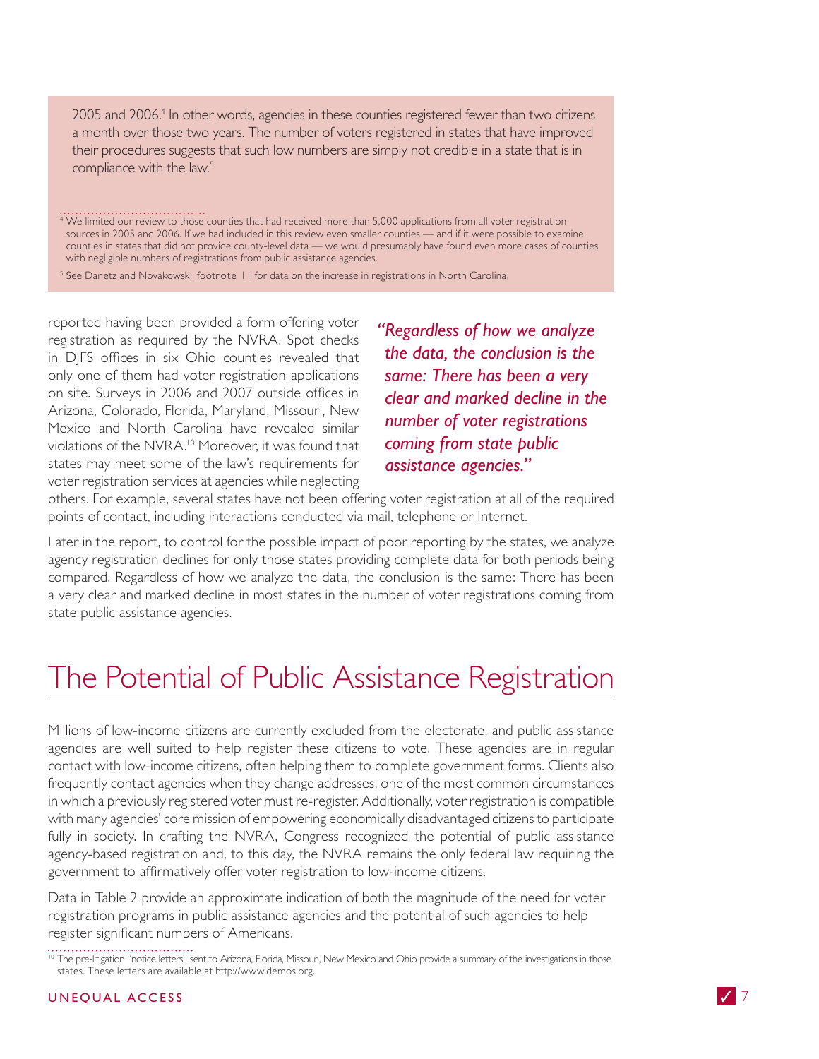2005 and 2006.[4] In other words, agencies in these counties registered fewer than two citizens a month over those two years. The number of voters registered in states that have improved their procedures suggests that such low numbers are simply not credible in a state that is in compliance with the law.[5]

[4] We limited our review to those counties that had received more than 5,000 applications from all voter registration sources in 2005 and 2006. If we had included in this review even smaller counties — and if it were possible to examine counties in states that did not provide county-level data — we would presumably have found even more cases of counties with negligible numbers of registrations from public assistance agencies.

[5] See Danetz and Novakowski, footnote 11 for data on the increase in registrations in North Carolina.

reported having been provided a form offering voter registration as required by the NVRA. Spot checks in DJFS offices in six Ohio counties revealed that only one of them had voter registration applications on site. Surveys in 2006 and 2007 outside offices in Arizona, Colorado, Florida, Maryland, Missouri, New Mexico and North Carolina have revealed similar violations of the NVRA.[10] Moreover, it was found that states may meet some of the law's requirements for voter registration services at agencies while neglecting others. For example, several states have not been offering voter registration at all of the required points of contact, including interactions conducted via mail, telephone or Internet.

> *"Regardless of how we analyze the data, the conclusion is the same: There has been a very clear and marked decline in the number of voter registrations coming from state public assistance agencies."*

Later in the report, to control for the possible impact of poor reporting by the states, we analyze agency registration declines for only those states providing complete data for both periods being compared. Regardless of how we analyze the data, the conclusion is the same: There has been a very clear and marked decline in most states in the number of voter registrations coming from state public assistance agencies.

# The Potential of Public Assistance Registration

Millions of low-income citizens are currently excluded from the electorate, and public assistance agencies are well suited to help register these citizens to vote. These agencies are in regular contact with low-income citizens, often helping them to complete government forms. Clients also frequently contact agencies when they change addresses, one of the most common circumstances in which a previously registered voter must re-register. Additionally, voter registration is compatible with many agencies' core mission of empowering economically disadvantaged citizens to participate fully in society. In crafting the NVRA, Congress recognized the potential of public assistance agency-based registration and, to this day, the NVRA remains the only federal law requiring the government to affirmatively offer voter registration to low-income citizens.

Data in Table 2 provide an approximate indication of both the magnitude of the need for voter registration programs in public assistance agencies and the potential of such agencies to help register significant numbers of Americans.

[10] The pre-litigation "notice letters" sent to Arizona, Florida, Missouri, New Mexico and Ohio provide a summary of the investigations in those states. These letters are available at http://www.demos.org.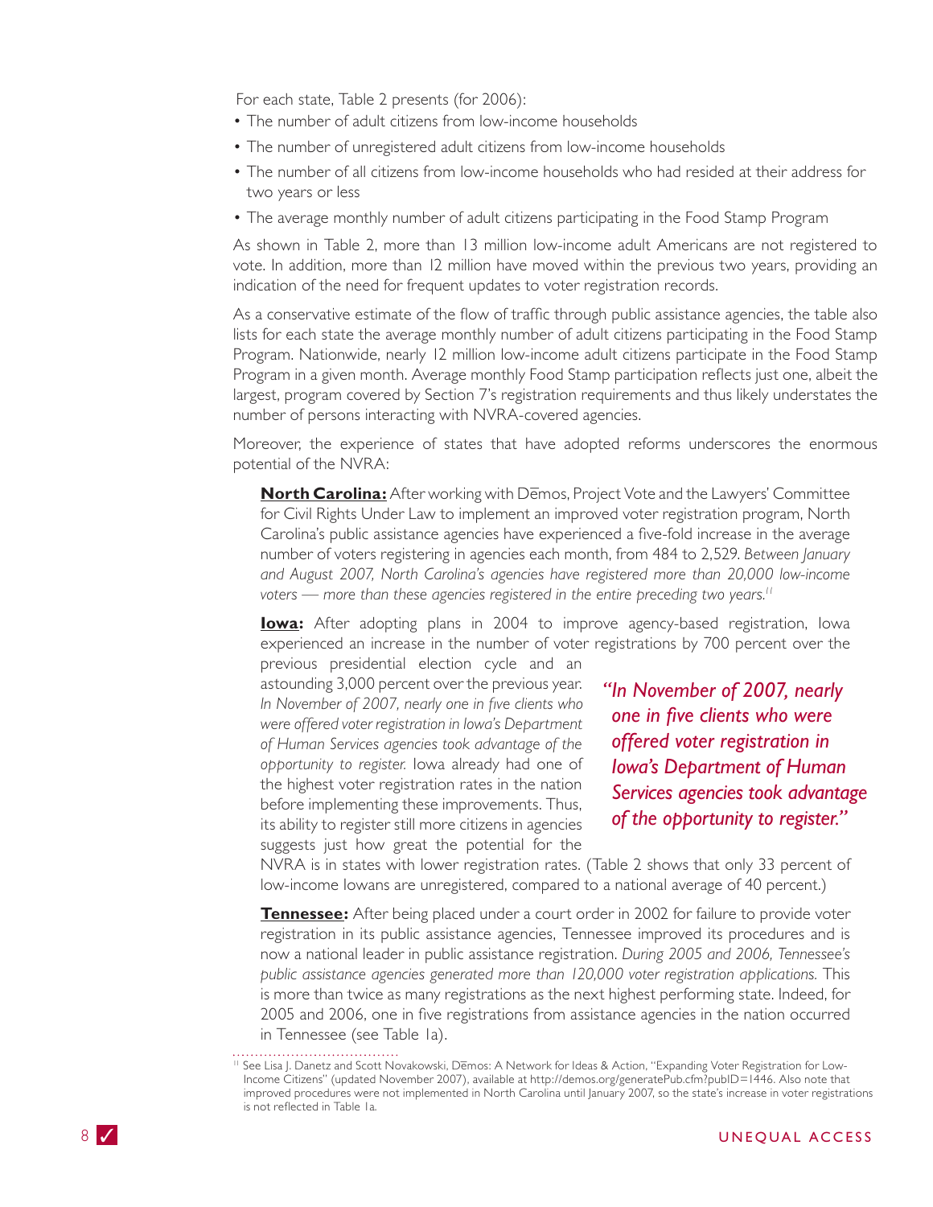For each state, Table 2 presents (for 2006):

- The number of adult citizens from low-income households
- The number of unregistered adult citizens from low-income households
- The number of all citizens from low-income households who had resided at their address for two years or less
- The average monthly number of adult citizens participating in the Food Stamp Program

As shown in Table 2, more than 13 million low-income adult Americans are not registered to vote. In addition, more than 12 million have moved within the previous two years, providing an indication of the need for frequent updates to voter registration records.

As a conservative estimate of the flow of traffic through public assistance agencies, the table also lists for each state the average monthly number of adult citizens participating in the Food Stamp Program. Nationwide, nearly 12 million low-income adult citizens participate in the Food Stamp Program in a given month. Average monthly Food Stamp participation reflects just one, albeit the largest, program covered by Section 7's registration requirements and thus likely understates the number of persons interacting with NVRA-covered agencies.

Moreover, the experience of states that have adopted reforms underscores the enormous potential of the NVRA:

**North Carolina:** After working with Dēmos, Project Vote and the Lawyers' Committee for Civil Rights Under Law to implement an improved voter registration program, North Carolina's public assistance agencies have experienced a five-fold increase in the average number of voters registering in agencies each month, from 484 to 2,529. *Between January and August 2007, North Carolina's agencies have registered more than 20,000 low-income voters — more than these agencies registered in the entire preceding two years.*[11]

**Iowa:** After adopting plans in 2004 to improve agency-based registration, Iowa experienced an increase in the number of voter registrations by 700 percent over the previous presidential election cycle and an astounding 3,000 percent over the previous year. *In November of 2007, nearly one in five clients who were offered voter registration in Iowa's Department of Human Services agencies took advantage of the opportunity to register.* Iowa already had one of the highest voter registration rates in the nation before implementing these improvements. Thus, its ability to register still more citizens in agencies suggests just how great the potential for the NVRA is in states with lower registration rates. (Table 2 shows that only 33 percent of low-income Iowans are unregistered, compared to a national average of 40 percent.)

> ***"In November of 2007, nearly one in five clients who were offered voter registration in Iowa's Department of Human Services agencies took advantage of the opportunity to register."***

**Tennessee:** After being placed under a court order in 2002 for failure to provide voter registration in its public assistance agencies, Tennessee improved its procedures and is now a national leader in public assistance registration. *During 2005 and 2006, Tennessee's public assistance agencies generated more than 120,000 voter registration applications.* This is more than twice as many registrations as the next highest performing state. Indeed, for 2005 and 2006, one in five registrations from assistance agencies in the nation occurred in Tennessee (see Table 1a).

[11] See Lisa J. Danetz and Scott Novakowski, Dēmos: A Network for Ideas & Action, "Expanding Voter Registration for Low-Income Citizens" (updated November 2007), available at http://demos.org/generatePub.cfm?pubID=1446. Also note that improved procedures were not implemented in North Carolina until January 2007, so the state's increase in voter registrations is not reflected in Table 1a.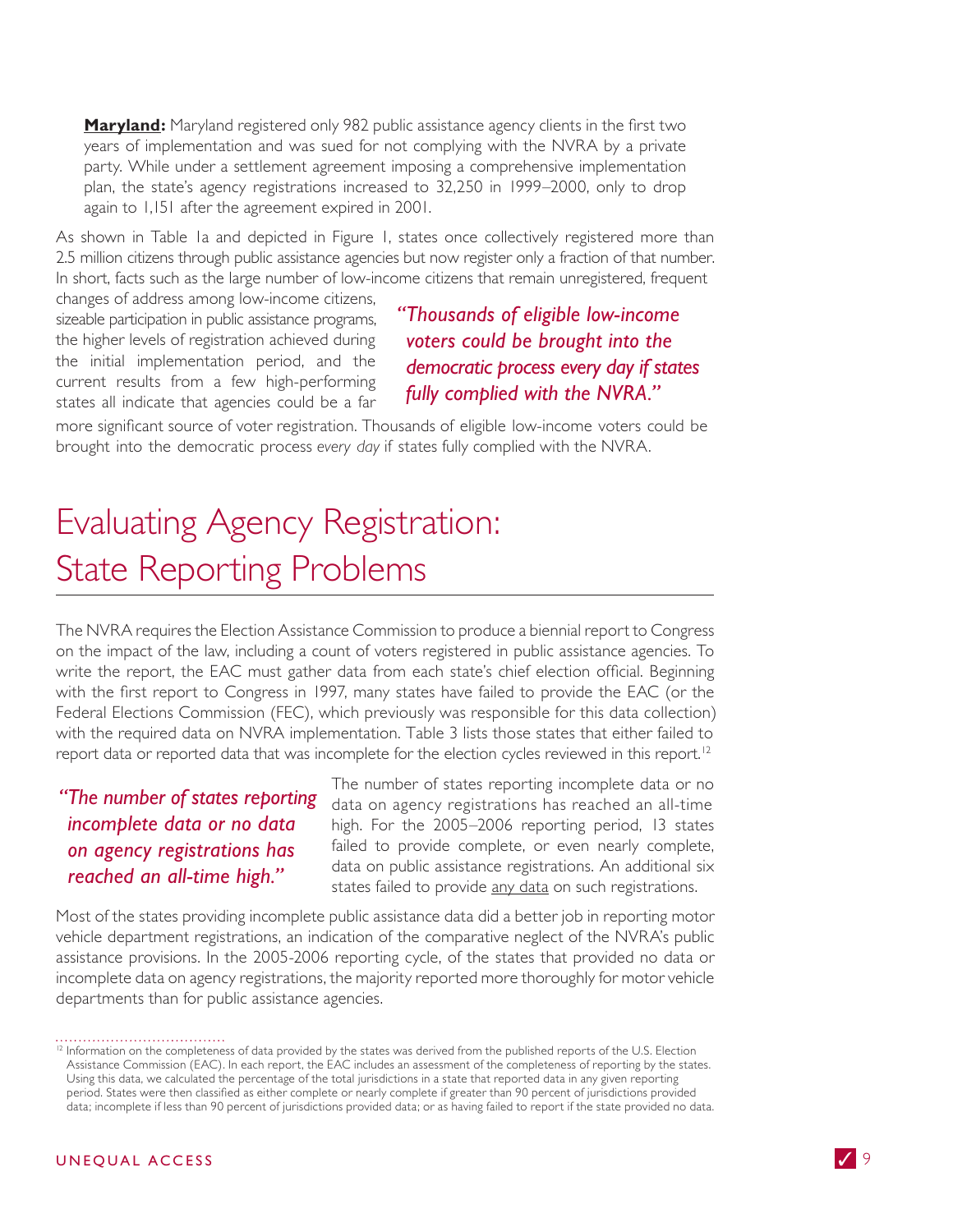**Maryland:** Maryland registered only 982 public assistance agency clients in the first two years of implementation and was sued for not complying with the NVRA by a private party. While under a settlement agreement imposing a comprehensive implementation plan, the state's agency registrations increased to 32,250 in 1999–2000, only to drop again to 1,151 after the agreement expired in 2001.

As shown in Table 1a and depicted in Figure 1, states once collectively registered more than 2.5 million citizens through public assistance agencies but now register only a fraction of that number. In short, facts such as the large number of low-income citizens that remain unregistered, frequent changes of address among low-income citizens, sizeable participation in public assistance programs, the higher levels of registration achieved during the initial implementation period, and the current results from a few high-performing states all indicate that agencies could be a far more significant source of voter registration. Thousands of eligible low-income voters could be brought into the democratic process *every day* if states fully complied with the NVRA.

*"Thousands of eligible low-income voters could be brought into the democratic process every day if states fully complied with the NVRA."*

# Evaluating Agency Registration: State Reporting Problems

The NVRA requires the Election Assistance Commission to produce a biennial report to Congress on the impact of the law, including a count of voters registered in public assistance agencies. To write the report, the EAC must gather data from each state's chief election official. Beginning with the first report to Congress in 1997, many states have failed to provide the EAC (or the Federal Elections Commission (FEC), which previously was responsible for this data collection) with the required data on NVRA implementation. Table 3 lists those states that either failed to report data or reported data that was incomplete for the election cycles reviewed in this report.[12]

*"The number of states reporting incomplete data or no data on agency registrations has reached an all-time high."*

The number of states reporting incomplete data or no data on agency registrations has reached an all-time high. For the 2005–2006 reporting period, 13 states failed to provide complete, or even nearly complete, data on public assistance registrations. An additional six states failed to provide <u>any data</u> on such registrations.

Most of the states providing incomplete public assistance data did a better job in reporting motor vehicle department registrations, an indication of the comparative neglect of the NVRA's public assistance provisions. In the 2005-2006 reporting cycle, of the states that provided no data or incomplete data on agency registrations, the majority reported more thoroughly for motor vehicle departments than for public assistance agencies.

[12] Information on the completeness of data provided by the states was derived from the published reports of the U.S. Election Assistance Commission (EAC). In each report, the EAC includes an assessment of the completeness of reporting by the states. Using this data, we calculated the percentage of the total jurisdictions in a state that reported data in any given reporting period. States were then classified as either complete or nearly complete if greater than 90 percent of jurisdictions provided data; incomplete if less than 90 percent of jurisdictions provided data; or as having failed to report if the state provided no data.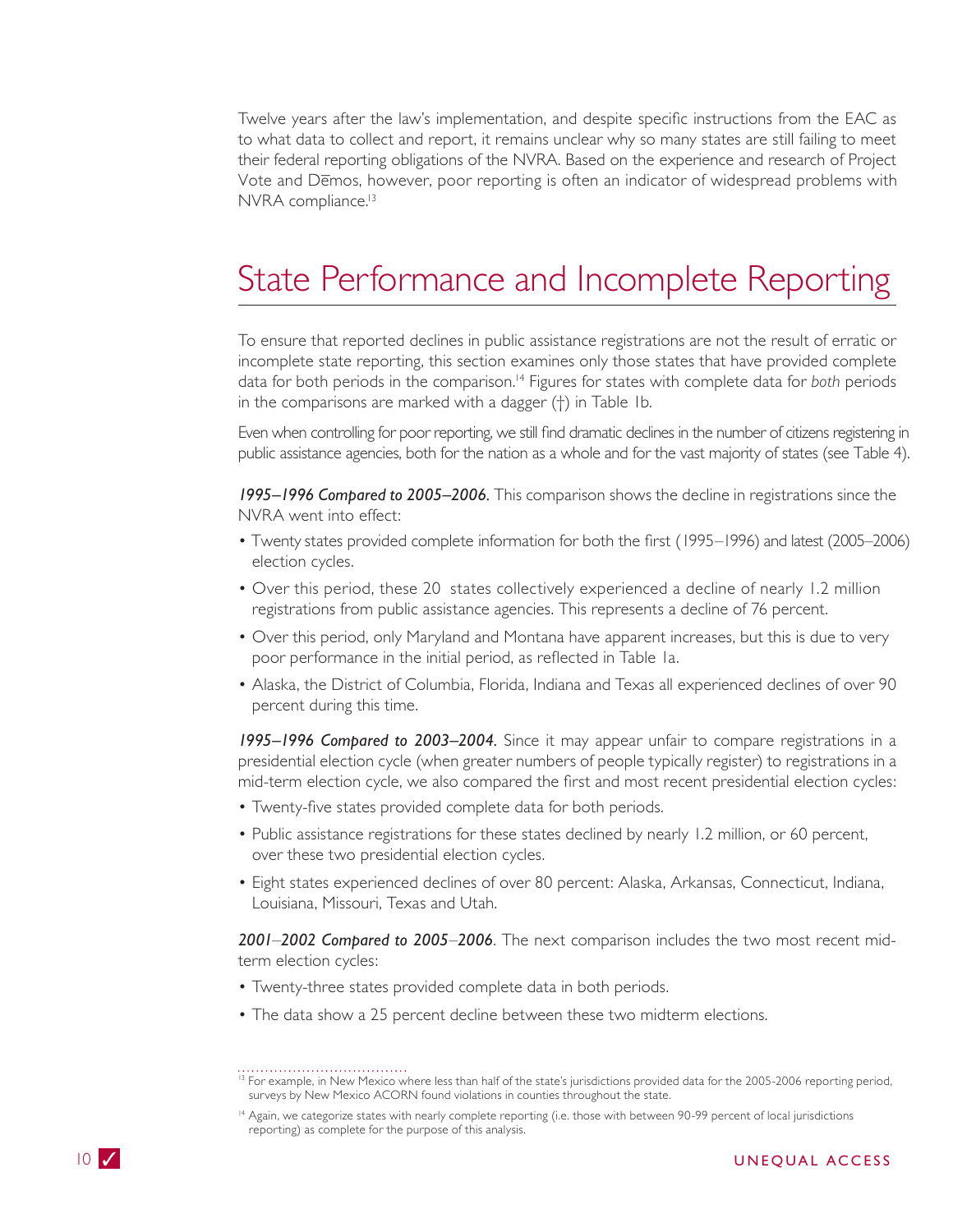Twelve years after the law's implementation, and despite specific instructions from the EAC as to what data to collect and report, it remains unclear why so many states are still failing to meet their federal reporting obligations of the NVRA. Based on the experience and research of Project Vote and Dēmos, however, poor reporting is often an indicator of widespread problems with NVRA compliance.[13]

## State Performance and Incomplete Reporting

To ensure that reported declines in public assistance registrations are not the result of erratic or incomplete state reporting, this section examines only those states that have provided complete data for both periods in the comparison.[14] Figures for states with complete data for *both* periods in the comparisons are marked with a dagger (†) in Table 1b.

Even when controlling for poor reporting, we still find dramatic declines in the number of citizens registering in public assistance agencies, both for the nation as a whole and for the vast majority of states (see Table 4).

***1995–1996 Compared to 2005–2006.*** This comparison shows the decline in registrations since the NVRA went into effect:

- Twenty states provided complete information for both the first (1995–1996) and latest (2005–2006) election cycles.
- Over this period, these 20 states collectively experienced a decline of nearly 1.2 million registrations from public assistance agencies. This represents a decline of 76 percent.
- Over this period, only Maryland and Montana have apparent increases, but this is due to very poor performance in the initial period, as reflected in Table 1a.
- Alaska, the District of Columbia, Florida, Indiana and Texas all experienced declines of over 90 percent during this time.

***1995–1996 Compared to 2003–2004.*** Since it may appear unfair to compare registrations in a presidential election cycle (when greater numbers of people typically register) to registrations in a mid-term election cycle, we also compared the first and most recent presidential election cycles:

- Twenty-five states provided complete data for both periods.
- Public assistance registrations for these states declined by nearly 1.2 million, or 60 percent, over these two presidential election cycles.
- Eight states experienced declines of over 80 percent: Alaska, Arkansas, Connecticut, Indiana, Louisiana, Missouri, Texas and Utah.

***2001–2002 Compared to 2005–2006.*** The next comparison includes the two most recent mid-term election cycles:

- Twenty-three states provided complete data in both periods.
- The data show a 25 percent decline between these two midterm elections.

---

[13] For example, in New Mexico where less than half of the state's jurisdictions provided data for the 2005-2006 reporting period, surveys by New Mexico ACORN found violations in counties throughout the state.

[14] Again, we categorize states with nearly complete reporting (i.e. those with between 90-99 percent of local jurisdictions reporting) as complete for the purpose of this analysis.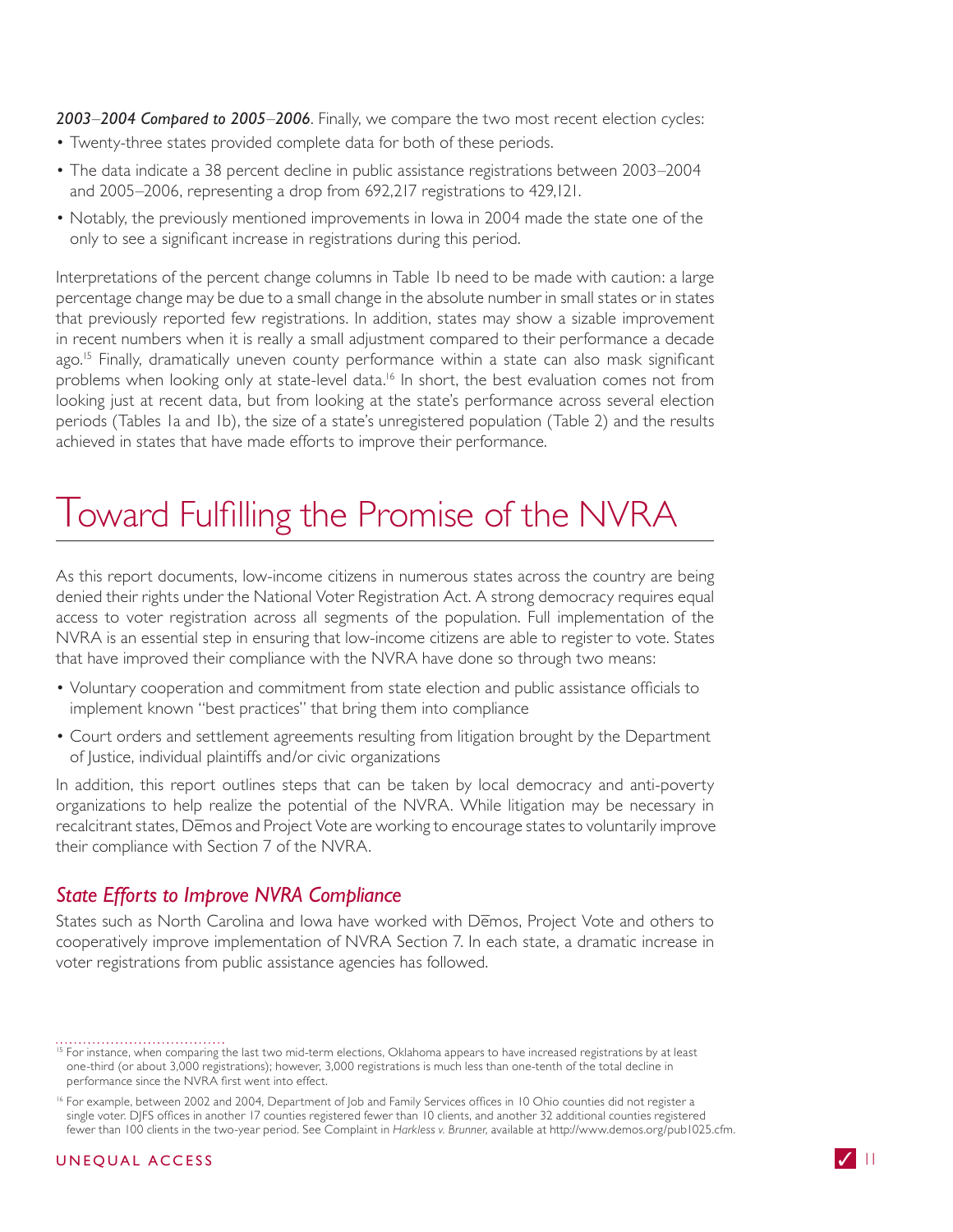*2003–2004 Compared to 2005–2006*. Finally, we compare the two most recent election cycles:

- Twenty-three states provided complete data for both of these periods.
- The data indicate a 38 percent decline in public assistance registrations between 2003–2004 and 2005–2006, representing a drop from 692,217 registrations to 429,121.
- Notably, the previously mentioned improvements in Iowa in 2004 made the state one of the only to see a significant increase in registrations during this period.

Interpretations of the percent change columns in Table 1b need to be made with caution: a large percentage change may be due to a small change in the absolute number in small states or in states that previously reported few registrations. In addition, states may show a sizable improvement in recent numbers when it is really a small adjustment compared to their performance a decade ago.[15] Finally, dramatically uneven county performance within a state can also mask significant problems when looking only at state-level data.[16] In short, the best evaluation comes not from looking just at recent data, but from looking at the state's performance across several election periods (Tables 1a and 1b), the size of a state's unregistered population (Table 2) and the results achieved in states that have made efforts to improve their performance.

# Toward Fulfilling the Promise of the NVRA

As this report documents, low-income citizens in numerous states across the country are being denied their rights under the National Voter Registration Act. A strong democracy requires equal access to voter registration across all segments of the population. Full implementation of the NVRA is an essential step in ensuring that low-income citizens are able to register to vote. States that have improved their compliance with the NVRA have done so through two means:

- Voluntary cooperation and commitment from state election and public assistance officials to implement known "best practices" that bring them into compliance
- Court orders and settlement agreements resulting from litigation brought by the Department of Justice, individual plaintiffs and/or civic organizations

In addition, this report outlines steps that can be taken by local democracy and anti-poverty organizations to help realize the potential of the NVRA. While litigation may be necessary in recalcitrant states, Dēmos and Project Vote are working to encourage states to voluntarily improve their compliance with Section 7 of the NVRA.

## *State Efforts to Improve NVRA Compliance*

States such as North Carolina and Iowa have worked with Dēmos, Project Vote and others to cooperatively improve implementation of NVRA Section 7. In each state, a dramatic increase in voter registrations from public assistance agencies has followed.

---

[15] For instance, when comparing the last two mid-term elections, Oklahoma appears to have increased registrations by at least one-third (or about 3,000 registrations); however, 3,000 registrations is much less than one-tenth of the total decline in performance since the NVRA first went into effect.

[16] For example, between 2002 and 2004, Department of Job and Family Services offices in 10 Ohio counties did not register a single voter. DJFS offices in another 17 counties registered fewer than 10 clients, and another 32 additional counties registered fewer than 100 clients in the two-year period. See Complaint in *Harkless v. Brunner*, available at http://www.demos.org/pub1025.cfm.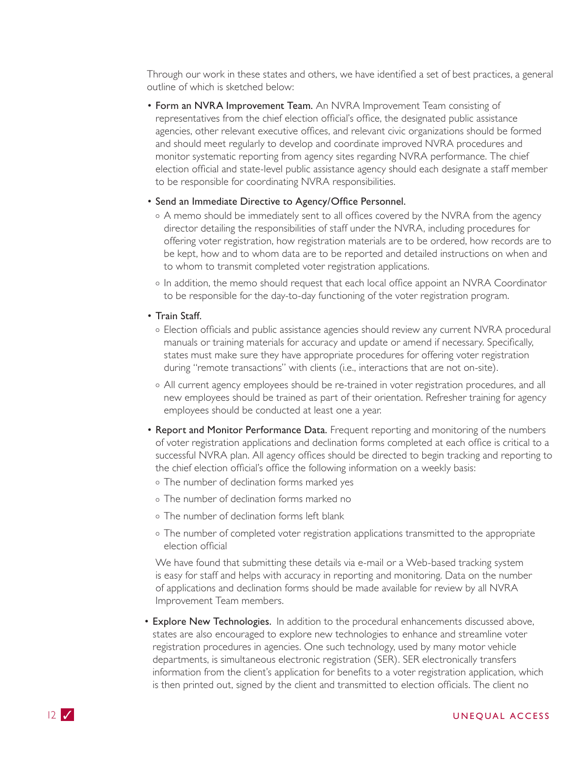Through our work in these states and others, we have identified a set of best practices, a general outline of which is sketched below:

- **Form an NVRA Improvement Team.** An NVRA Improvement Team consisting of representatives from the chief election official's office, the designated public assistance agencies, other relevant executive offices, and relevant civic organizations should be formed and should meet regularly to develop and coordinate improved NVRA procedures and monitor systematic reporting from agency sites regarding NVRA performance. The chief election official and state-level public assistance agency should each designate a staff member to be responsible for coordinating NVRA responsibilities.

- **Send an Immediate Directive to Agency/Office Personnel.**
  - A memo should be immediately sent to all offices covered by the NVRA from the agency director detailing the responsibilities of staff under the NVRA, including procedures for offering voter registration, how registration materials are to be ordered, how records are to be kept, how and to whom data are to be reported and detailed instructions on when and to whom to transmit completed voter registration applications.
  - In addition, the memo should request that each local office appoint an NVRA Coordinator to be responsible for the day-to-day functioning of the voter registration program.

- **Train Staff.**
  - Election officials and public assistance agencies should review any current NVRA procedural manuals or training materials for accuracy and update or amend if necessary. Specifically, states must make sure they have appropriate procedures for offering voter registration during "remote transactions" with clients (i.e., interactions that are not on-site).
  - All current agency employees should be re-trained in voter registration procedures, and all new employees should be trained as part of their orientation. Refresher training for agency employees should be conducted at least one a year.

- **Report and Monitor Performance Data.** Frequent reporting and monitoring of the numbers of voter registration applications and declination forms completed at each office is critical to a successful NVRA plan. All agency offices should be directed to begin tracking and reporting to the chief election official's office the following information on a weekly basis:
  - The number of declination forms marked yes
  - The number of declination forms marked no
  - The number of declination forms left blank
  - The number of completed voter registration applications transmitted to the appropriate election official

  We have found that submitting these details via e-mail or a Web-based tracking system is easy for staff and helps with accuracy in reporting and monitoring. Data on the number of applications and declination forms should be made available for review by all NVRA Improvement Team members.

- **Explore New Technologies.** In addition to the procedural enhancements discussed above, states are also encouraged to explore new technologies to enhance and streamline voter registration procedures in agencies. One such technology, used by many motor vehicle departments, is simultaneous electronic registration (SER). SER electronically transfers information from the client's application for benefits to a voter registration application, which is then printed out, signed by the client and transmitted to election officials. The client no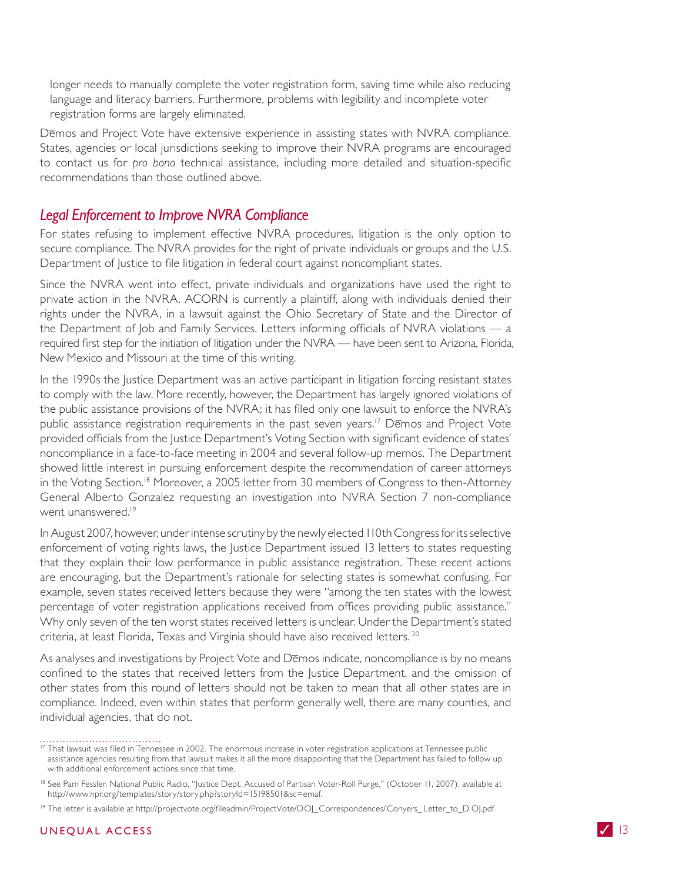longer needs to manually complete the voter registration form, saving time while also reducing language and literacy barriers. Furthermore, problems with legibility and incomplete voter registration forms are largely eliminated.

Dēmos and Project Vote have extensive experience in assisting states with NVRA compliance. States, agencies or local jurisdictions seeking to improve their NVRA programs are encouraged to contact us for *pro bono* technical assistance, including more detailed and situation-specific recommendations than those outlined above.

## *Legal Enforcement to Improve NVRA Compliance*

For states refusing to implement effective NVRA procedures, litigation is the only option to secure compliance. The NVRA provides for the right of private individuals or groups and the U.S. Department of Justice to file litigation in federal court against noncompliant states.

Since the NVRA went into effect, private individuals and organizations have used the right to private action in the NVRA. ACORN is currently a plaintiff, along with individuals denied their rights under the NVRA, in a lawsuit against the Ohio Secretary of State and the Director of the Department of Job and Family Services. Letters informing officials of NVRA violations — a required first step for the initiation of litigation under the NVRA — have been sent to Arizona, Florida, New Mexico and Missouri at the time of this writing.

In the 1990s the Justice Department was an active participant in litigation forcing resistant states to comply with the law. More recently, however, the Department has largely ignored violations of the public assistance provisions of the NVRA; it has filed only one lawsuit to enforce the NVRA's public assistance registration requirements in the past seven years.[17] Dēmos and Project Vote provided officials from the Justice Department's Voting Section with significant evidence of states' noncompliance in a face-to-face meeting in 2004 and several follow-up memos. The Department showed little interest in pursuing enforcement despite the recommendation of career attorneys in the Voting Section.[18] Moreover, a 2005 letter from 30 members of Congress to then-Attorney General Alberto Gonzalez requesting an investigation into NVRA Section 7 non-compliance went unanswered.[19]

In August 2007, however, under intense scrutiny by the newly elected 110th Congress for its selective enforcement of voting rights laws, the Justice Department issued 13 letters to states requesting that they explain their low performance in public assistance registration. These recent actions are encouraging, but the Department's rationale for selecting states is somewhat confusing. For example, seven states received letters because they were "among the ten states with the lowest percentage of voter registration applications received from offices providing public assistance." Why only seven of the ten worst states received letters is unclear. Under the Department's stated criteria, at least Florida, Texas and Virginia should have also received letters.[20]

As analyses and investigations by Project Vote and Dēmos indicate, noncompliance is by no means confined to the states that received letters from the Justice Department, and the omission of other states from this round of letters should not be taken to mean that all other states are in compliance. Indeed, even within states that perform generally well, there are many counties, and individual agencies, that do not.

---

[17] That lawsuit was filed in Tennessee in 2002. The enormous increase in voter registration applications at Tennessee public assistance agencies resulting from that lawsuit makes it all the more disappointing that the Department has failed to follow up with additional enforcement actions since that time.

[18] See Pam Fessler, National Public Radio, "Justice Dept. Accused of Partisan Voter-Roll Purge," (October 11, 2007), available at http://www.npr.org/templates/story/story.php?storyId=15198501&sc=emaf.

[19] The letter is available at http://projectvote.org/fileadmin/ProjectVote/DOJ_Correspondences/Conyers_Letter_to_DOJ.pdf.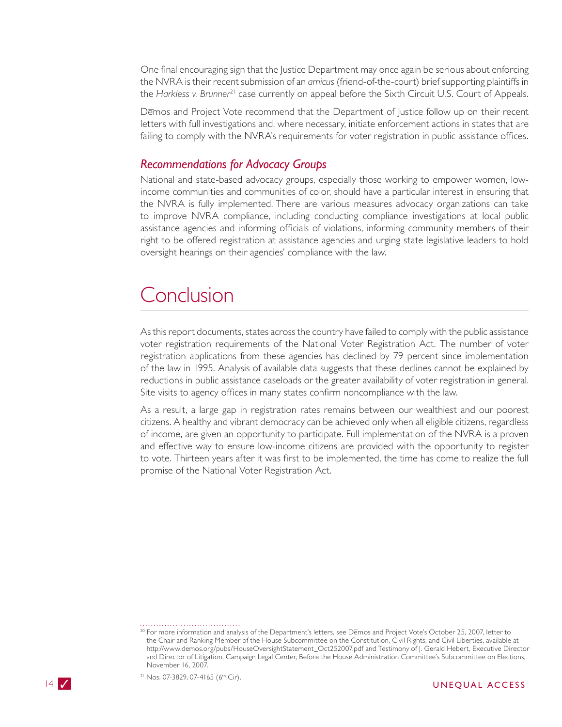One final encouraging sign that the Justice Department may once again be serious about enforcing the NVRA is their recent submission of an *amicus* (friend-of-the-court) brief supporting plaintiffs in the *Harkless v. Brunner*[21] case currently on appeal before the Sixth Circuit U.S. Court of Appeals.

Dēmos and Project Vote recommend that the Department of Justice follow up on their recent letters with full investigations and, where necessary, initiate enforcement actions in states that are failing to comply with the NVRA's requirements for voter registration in public assistance offices.

### *Recommendations for Advocacy Groups*

National and state-based advocacy groups, especially those working to empower women, low-income communities and communities of color, should have a particular interest in ensuring that the NVRA is fully implemented. There are various measures advocacy organizations can take to improve NVRA compliance, including conducting compliance investigations at local public assistance agencies and informing officials of violations, informing community members of their right to be offered registration at assistance agencies and urging state legislative leaders to hold oversight hearings on their agencies' compliance with the law.

# Conclusion

As this report documents, states across the country have failed to comply with the public assistance voter registration requirements of the National Voter Registration Act. The number of voter registration applications from these agencies has declined by 79 percent since implementation of the law in 1995. Analysis of available data suggests that these declines cannot be explained by reductions in public assistance caseloads or the greater availability of voter registration in general. Site visits to agency offices in many states confirm noncompliance with the law.

As a result, a large gap in registration rates remains between our wealthiest and our poorest citizens. A healthy and vibrant democracy can be achieved only when all eligible citizens, regardless of income, are given an opportunity to participate. Full implementation of the NVRA is a proven and effective way to ensure low-income citizens are provided with the opportunity to register to vote. Thirteen years after it was first to be implemented, the time has come to realize the full promise of the National Voter Registration Act.

---

[20] For more information and analysis of the Department's letters, see Dēmos and Project Vote's October 25, 2007, letter to the Chair and Ranking Member of the House Subcommittee on the Constitution, Civil Rights, and Civil Liberties, available at http://www.demos.org/pubs/HouseOversightStatement_Oct252007.pdf and Testimony of J. Gerald Hebert, Executive Director and Director of Litigation, Campaign Legal Center, Before the House Administration Committee's Subcommittee on Elections, November 16, 2007.

[21] Nos. 07-3829, 07-4165 (6th Cir).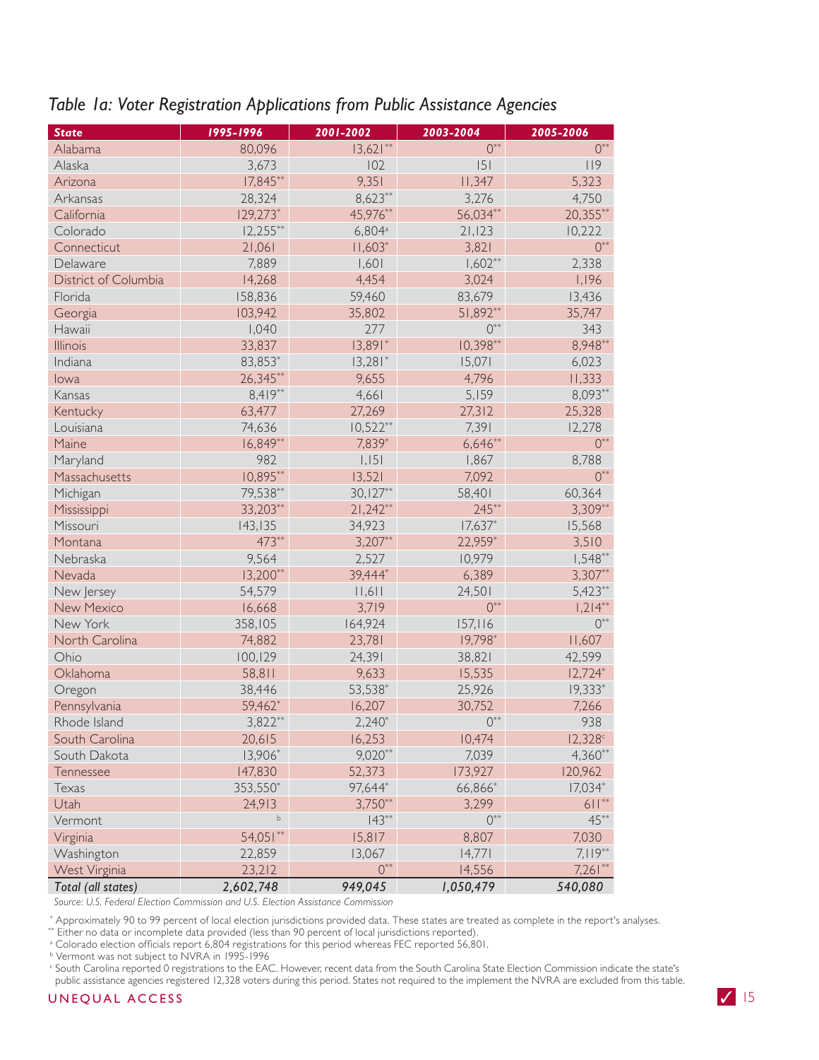## *Table 1a: Voter Registration Applications from Public Assistance Agencies*

| State | 1995-1996 | 2001-2002 | 2003-2004 | 2005-2006 |
|---|---|---|---|---|
| Alabama | 80,096 | 13,621** | 0** | 0** |
| Alaska | 3,673 | 102 | 151 | 119 |
| Arizona | 17,845** | 9,351 | 11,347 | 5,323 |
| Arkansas | 28,324 | 8,623** | 3,276 | 4,750 |
| California | 129,273* | 45,976** | 56,034** | 20,355** |
| Colorado | 12,255** | 6,804[a] | 21,123 | 10,222 |
| Connecticut | 21,061 | 11,603* | 3,821 | 0** |
| Delaware | 7,889 | 1,601 | 1,602** | 2,338 |
| District of Columbia | 14,268 | 4,454 | 3,024 | 1,196 |
| Florida | 158,836 | 59,460 | 83,679 | 13,436 |
| Georgia | 103,942 | 35,802 | 51,892** | 35,747 |
| Hawaii | 1,040 | 277 | 0** | 343 |
| Illinois | 33,837 | 13,891* | 10,398** | 8,948** |
| Indiana | 83,853* | 13,281* | 15,071 | 6,023 |
| Iowa | 26,345** | 9,655 | 4,796 | 11,333 |
| Kansas | 8,419** | 4,661 | 5,159 | 8,093** |
| Kentucky | 63,477 | 27,269 | 27,312 | 25,328 |
| Louisiana | 74,636 | 10,522** | 7,391 | 12,278 |
| Maine | 16,849** | 7,839* | 6,646** | 0** |
| Maryland | 982 | 1,151 | 1,867 | 8,788 |
| Massachusetts | 10,895** | 13,521 | 7,092 | 0** |
| Michigan | 79,538** | 30,127** | 58,401 | 60,364 |
| Mississippi | 33,203** | 21,242** | 245** | 3,309** |
| Missouri | 143,135 | 34,923 | 17,637* | 15,568 |
| Montana | 473** | 3,207** | 22,959* | 3,510 |
| Nebraska | 9,564 | 2,527 | 10,979 | 1,548** |
| Nevada | 13,200** | 39,444* | 6,389 | 3,307** |
| New Jersey | 54,579 | 11,611 | 24,501 | 5,423** |
| New Mexico | 16,668 | 3,719 | 0** | 1,214** |
| New York | 358,105 | 164,924 | 157,116 | 0** |
| North Carolina | 74,882 | 23,781 | 19,798* | 11,607 |
| Ohio | 100,129 | 24,391 | 38,821 | 42,599 |
| Oklahoma | 58,811 | 9,633 | 15,535 | 12,724* |
| Oregon | 38,446 | 53,538* | 25,926 | 19,333* |
| Pennsylvania | 59,462* | 16,207 | 30,752 | 7,266 |
| Rhode Island | 3,822** | 2,240* | 0** | 938 |
| South Carolina | 20,615 | 16,253 | 10,474 | 12,328[c] |
| South Dakota | 13,906* | 9,020** | 7,039 | 4,360** |
| Tennessee | 147,830 | 52,373 | 173,927 | 120,962 |
| Texas | 353,550* | 97,644* | 66,866* | 17,034* |
| Utah | 24,913 | 3,750** | 3,299 | 611** |
| Vermont | [b] | 143** | 0** | 45** |
| Virginia | 54,051** | 15,817 | 8,807 | 7,030 |
| Washington | 22,859 | 13,067 | 14,771 | 7,119** |
| West Virginia | 23,212 | 0** | 14,556 | 7,261** |
| ***Total (all states)*** | ***2,602,748*** | ***949,045*** | ***1,050,479*** | ***540,080*** |

*Source: U.S. Federal Election Commission and U.S. Election Assistance Commission*

\* Approximately 90 to 99 percent of local election jurisdictions provided data. These states are treated as complete in the report's analyses.

\*\* Either no data or incomplete data provided (less than 90 percent of local jurisdictions reported).

[a] Colorado election officials report 6,804 registrations for this period whereas FEC reported 56,801.

[b] Vermont was not subject to NVRA in 1995-1996

[c] South Carolina reported 0 registrations to the EAC. However, recent data from the South Carolina State Election Commission indicate the state's public assistance agencies registered 12,328 voters during this period. States not required to the implement the NVRA are excluded from this table.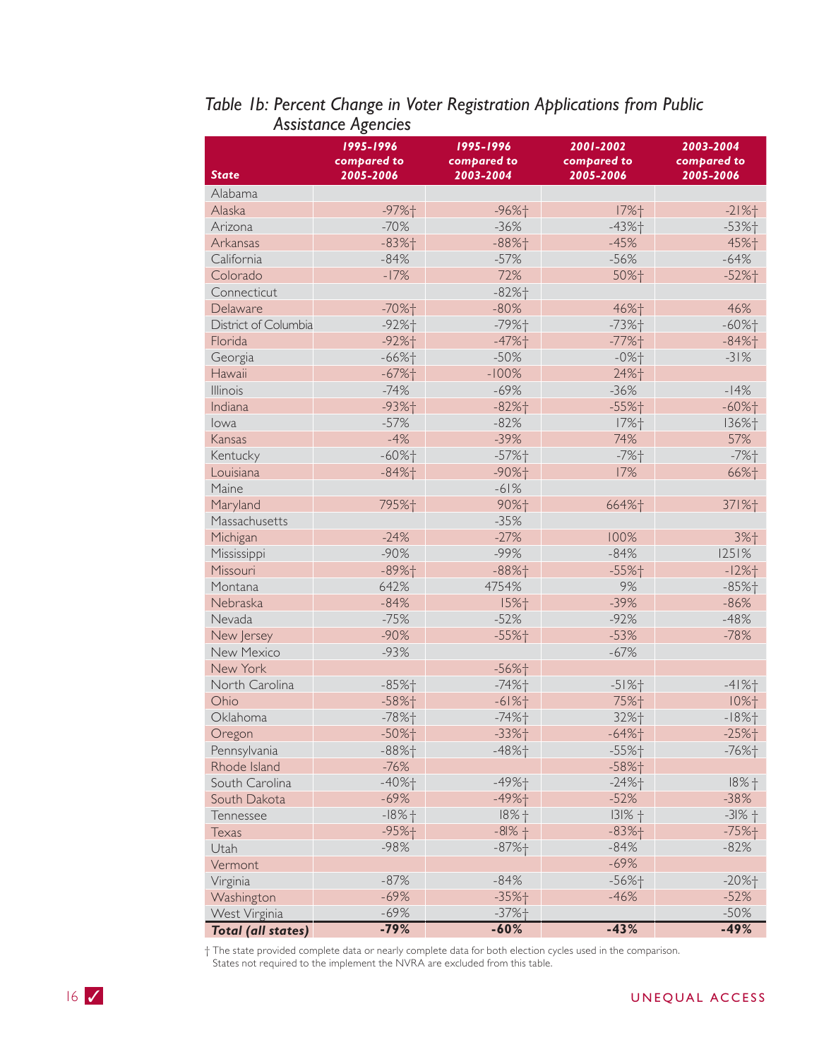*Table 1b: Percent Change in Voter Registration Applications from Public Assistance Agencies*

| State | 1995-1996 compared to 2005-2006 | 1995-1996 compared to 2003-2004 | 2001-2002 compared to 2005-2006 | 2003-2004 compared to 2005-2006 |
|---|---|---|---|---|
| Alabama | | | | |
| Alaska | -97%† | -96%† | 17%† | -21%† |
| Arizona | -70% | -36% | -43%† | -53%† |
| Arkansas | -83%† | -88%† | -45% | 45%† |
| California | -84% | -57% | -56% | -64% |
| Colorado | -17% | 72% | 50%† | -52%† |
| Connecticut | | -82%† | | |
| Delaware | -70%† | -80% | 46%† | 46% |
| District of Columbia | -92%† | -79%† | -73%† | -60%† |
| Florida | -92%† | -47%† | -77%† | -84%† |
| Georgia | -66%† | -50% | -0%† | -31% |
| Hawaii | -67%† | -100% | 24%† | |
| Illinois | -74% | -69% | -36% | -14% |
| Indiana | -93%† | -82%† | -55%† | -60%† |
| Iowa | -57% | -82% | 17%† | 136%† |
| Kansas | -4% | -39% | 74% | 57% |
| Kentucky | -60%† | -57%† | -7%† | -7%† |
| Louisiana | -84%† | -90%† | 17% | 66%† |
| Maine | | -61% | | |
| Maryland | 795%† | 90%† | 664%† | 371%† |
| Massachusetts | | -35% | | |
| Michigan | -24% | -27% | 100% | 3%† |
| Mississippi | -90% | -99% | -84% | 1251% |
| Missouri | -89%† | -88%† | -55%† | -12%† |
| Montana | 642% | 4754% | 9% | -85%† |
| Nebraska | -84% | 15%† | -39% | -86% |
| Nevada | -75% | -52% | -92% | -48% |
| New Jersey | -90% | -55%† | -53% | -78% |
| New Mexico | -93% | | -67% | |
| New York | | -56%† | | |
| North Carolina | -85%† | -74%† | -51%† | -41%† |
| Ohio | -58%† | -61%† | 75%† | 10%† |
| Oklahoma | -78%† | -74%† | 32%† | -18%† |
| Oregon | -50%† | -33%† | -64%† | -25%† |
| Pennsylvania | -88%† | -48%† | -55%† | -76%† |
| Rhode Island | -76% | | -58%† | |
| South Carolina | -40%† | -49%† | -24%† | 18%† |
| South Dakota | -69% | -49%† | -52% | -38% |
| Tennessee | -18%† | 18%† | 131%† | -31%† |
| Texas | -95%† | -81%† | -83%† | -75%† |
| Utah | -98% | -87%† | -84% | -82% |
| Vermont | | | -69% | |
| Virginia | -87% | -84% | -56%† | -20%† |
| Washington | -69% | -35%† | -46% | -52% |
| West Virginia | -69% | -37%† | | -50% |
| **Total (all states)** | **-79%** | **-60%** | **-43%** | **-49%** |

† The state provided complete data or nearly complete data for both election cycles used in the comparison.
States not required to the implement the NVRA are excluded from this table.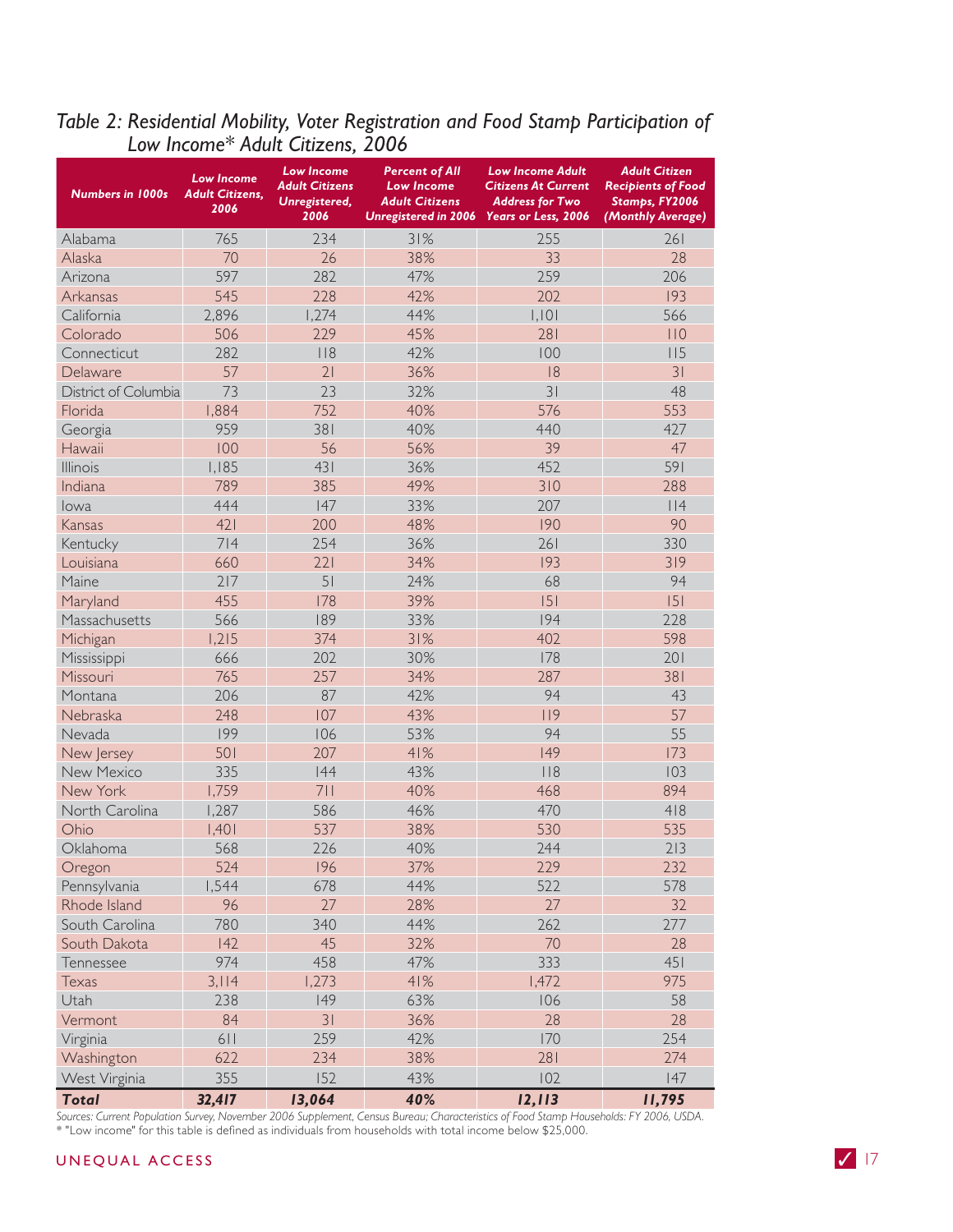*Table 2: Residential Mobility, Voter Registration and Food Stamp Participation of Low Income\* Adult Citizens, 2006*

| Numbers in 1000s | Low Income Adult Citizens, 2006 | Low Income Adult Citizens Unregistered, 2006 | Percent of All Low Income Adult Citizens Unregistered in 2006 | Low Income Adult Citizens At Current Address for Two Years or Less, 2006 | Adult Citizen Recipients of Food Stamps, FY2006 (Monthly Average) |
|---|---|---|---|---|---|
| Alabama | 765 | 234 | 31% | 255 | 261 |
| Alaska | 70 | 26 | 38% | 33 | 28 |
| Arizona | 597 | 282 | 47% | 259 | 206 |
| Arkansas | 545 | 228 | 42% | 202 | 193 |
| California | 2,896 | 1,274 | 44% | 1,101 | 566 |
| Colorado | 506 | 229 | 45% | 281 | 110 |
| Connecticut | 282 | 118 | 42% | 100 | 115 |
| Delaware | 57 | 21 | 36% | 18 | 31 |
| District of Columbia | 73 | 23 | 32% | 31 | 48 |
| Florida | 1,884 | 752 | 40% | 576 | 553 |
| Georgia | 959 | 381 | 40% | 440 | 427 |
| Hawaii | 100 | 56 | 56% | 39 | 47 |
| Illinois | 1,185 | 431 | 36% | 452 | 591 |
| Indiana | 789 | 385 | 49% | 310 | 288 |
| Iowa | 444 | 147 | 33% | 207 | 114 |
| Kansas | 421 | 200 | 48% | 190 | 90 |
| Kentucky | 714 | 254 | 36% | 261 | 330 |
| Louisiana | 660 | 221 | 34% | 193 | 319 |
| Maine | 217 | 51 | 24% | 68 | 94 |
| Maryland | 455 | 178 | 39% | 151 | 151 |
| Massachusetts | 566 | 189 | 33% | 194 | 228 |
| Michigan | 1,215 | 374 | 31% | 402 | 598 |
| Mississippi | 666 | 202 | 30% | 178 | 201 |
| Missouri | 765 | 257 | 34% | 287 | 381 |
| Montana | 206 | 87 | 42% | 94 | 43 |
| Nebraska | 248 | 107 | 43% | 119 | 57 |
| Nevada | 199 | 106 | 53% | 94 | 55 |
| New Jersey | 501 | 207 | 41% | 149 | 173 |
| New Mexico | 335 | 144 | 43% | 118 | 103 |
| New York | 1,759 | 711 | 40% | 468 | 894 |
| North Carolina | 1,287 | 586 | 46% | 470 | 418 |
| Ohio | 1,401 | 537 | 38% | 530 | 535 |
| Oklahoma | 568 | 226 | 40% | 244 | 213 |
| Oregon | 524 | 196 | 37% | 229 | 232 |
| Pennsylvania | 1,544 | 678 | 44% | 522 | 578 |
| Rhode Island | 96 | 27 | 28% | 27 | 32 |
| South Carolina | 780 | 340 | 44% | 262 | 277 |
| South Dakota | 142 | 45 | 32% | 70 | 28 |
| Tennessee | 974 | 458 | 47% | 333 | 451 |
| Texas | 3,114 | 1,273 | 41% | 1,472 | 975 |
| Utah | 238 | 149 | 63% | 106 | 58 |
| Vermont | 84 | 31 | 36% | 28 | 28 |
| Virginia | 611 | 259 | 42% | 170 | 254 |
| Washington | 622 | 234 | 38% | 281 | 274 |
| West Virginia | 355 | 152 | 43% | 102 | 147 |
| **Total** | **32,417** | **13,064** | **40%** | **12,113** | **11,795** |

*Sources: Current Population Survey, November 2006 Supplement, Census Bureau; Characteristics of Food Stamp Households: FY 2006, USDA.*

\* "Low income" for this table is defined as individuals from households with total income below $25,000.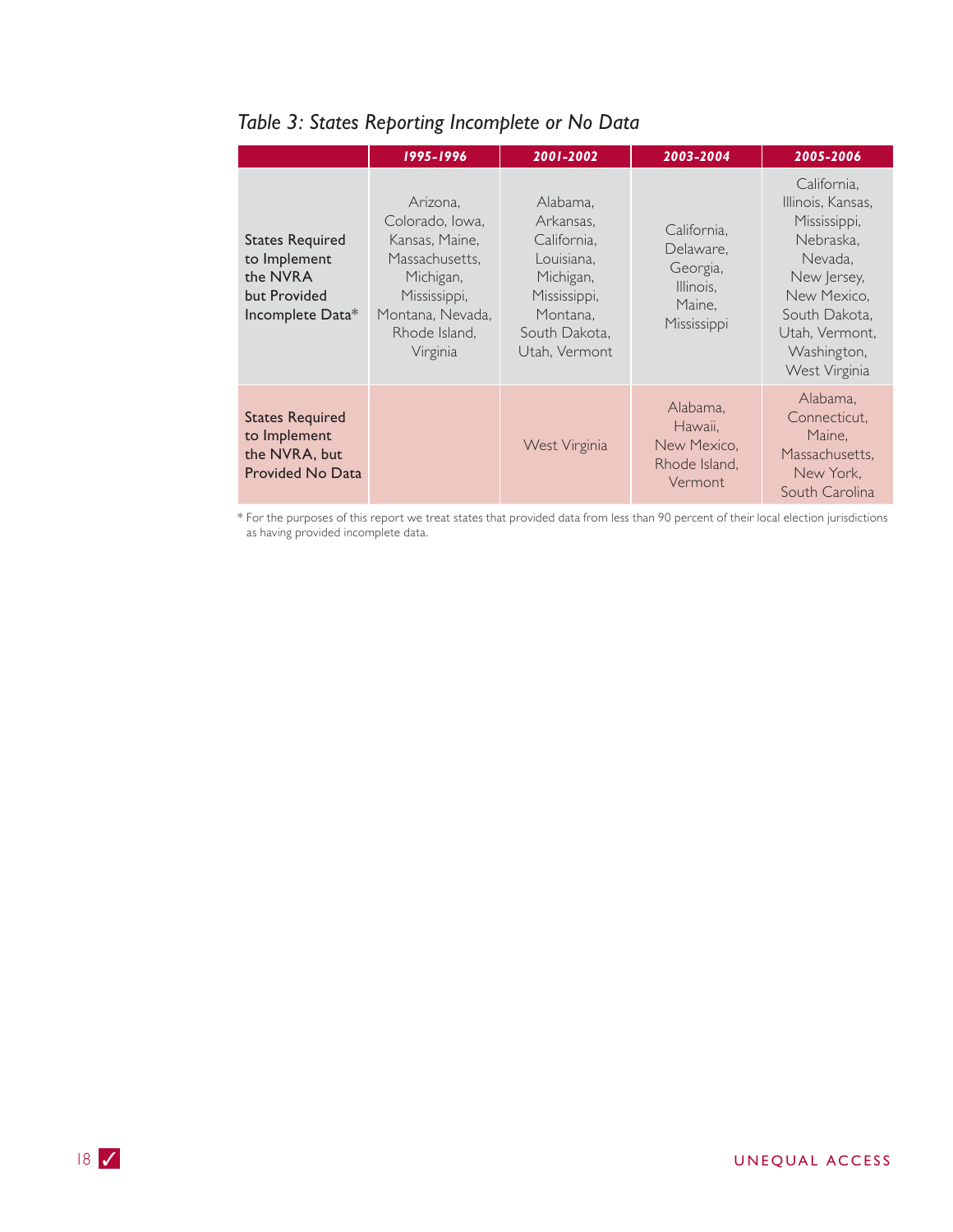*Table 3: States Reporting Incomplete or No Data*

| | 1995-1996 | 2001-2002 | 2003-2004 | 2005-2006 |
|---|---|---|---|---|
| States Required to Implement the NVRA but Provided Incomplete Data* | Arizona, Colorado, Iowa, Kansas, Maine, Massachusetts, Michigan, Mississippi, Montana, Nevada, Rhode Island, Virginia | Alabama, Arkansas, California, Louisiana, Michigan, Mississippi, Montana, South Dakota, Utah, Vermont | California, Delaware, Georgia, Illinois, Maine, Mississippi | California, Illinois, Kansas, Mississippi, Nebraska, Nevada, New Jersey, New Mexico, South Dakota, Utah, Vermont, Washington, West Virginia |
| States Required to Implement the NVRA, but Provided No Data | | West Virginia | Alabama, Hawaii, New Mexico, Rhode Island, Vermont | Alabama, Connecticut, Maine, Massachusetts, New York, South Carolina |

* For the purposes of this report we treat states that provided data from less than 90 percent of their local election jurisdictions as having provided incomplete data.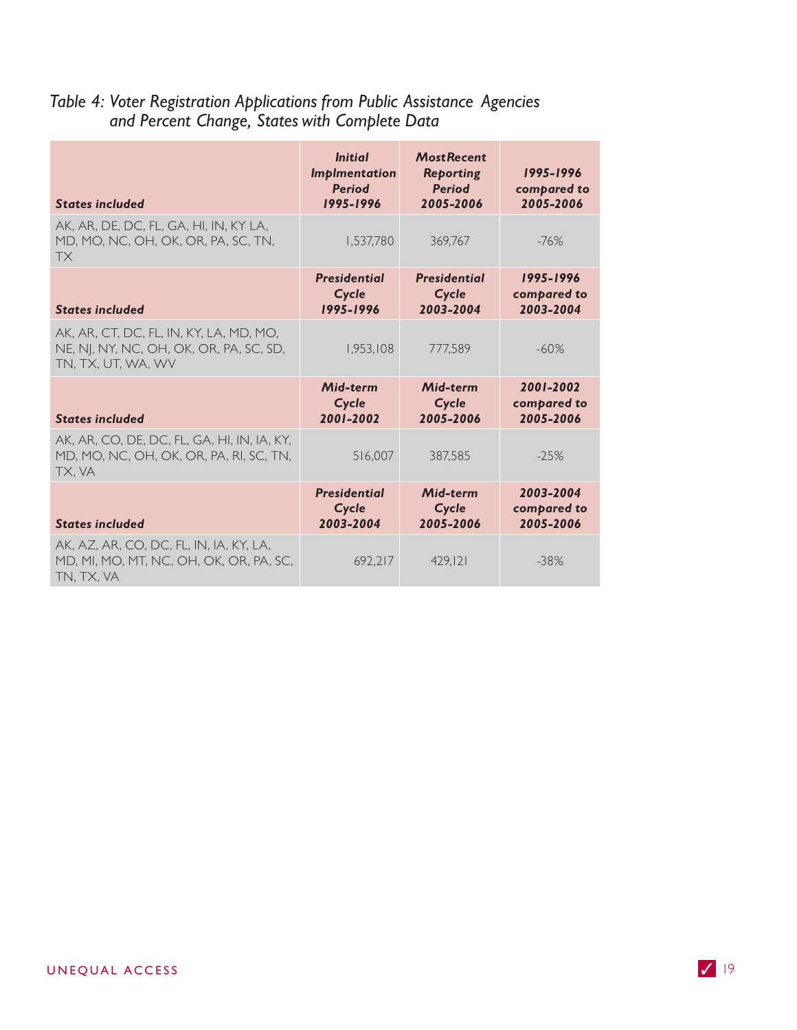*Table 4: Voter Registration Applications from Public Assistance Agencies and Percent Change, States with Complete Data*

| States included | Initial Implmentation Period 1995-1996 | MostRecent Reporting Period 2005-2006 | 1995-1996 compared to 2005-2006 |
|---|---|---|---|
| AK, AR, DE, DC, FL, GA, HI, IN, KY LA, MD, MO, NC, OH, OK, OR, PA, SC, TN, TX | 1,537,780 | 369,767 | -76% |
| **States included** | **Presidential Cycle 1995-1996** | **Presidential Cycle 2003-2004** | **1995-1996 compared to 2003-2004** |
| AK, AR, CT, DC, FL, IN, KY, LA, MD, MO, NE, NJ, NY, NC, OH, OK, OR, PA, SC, SD, TN, TX, UT, WA, WV | 1,953,108 | 777,589 | -60% |
| **States included** | **Mid-term Cycle 2001-2002** | **Mid-term Cycle 2005-2006** | **2001-2002 compared to 2005-2006** |
| AK, AR, CO, DE, DC, FL, GA, HI, IN, IA, KY, MD, MO, NC, OH, OK, OR, PA, RI, SC, TN, TX, VA | 516,007 | 387,585 | -25% |
| **States included** | **Presidential Cycle 2003-2004** | **Mid-term Cycle 2005-2006** | **2003-2004 compared to 2005-2006** |
| AK, AZ, AR, CO, DC, FL, IN, IA, KY, LA, MD, MI, MO, MT, NC, OH, OK, OR, PA, SC, TN, TX, VA | 692,217 | 429,121 | -38% |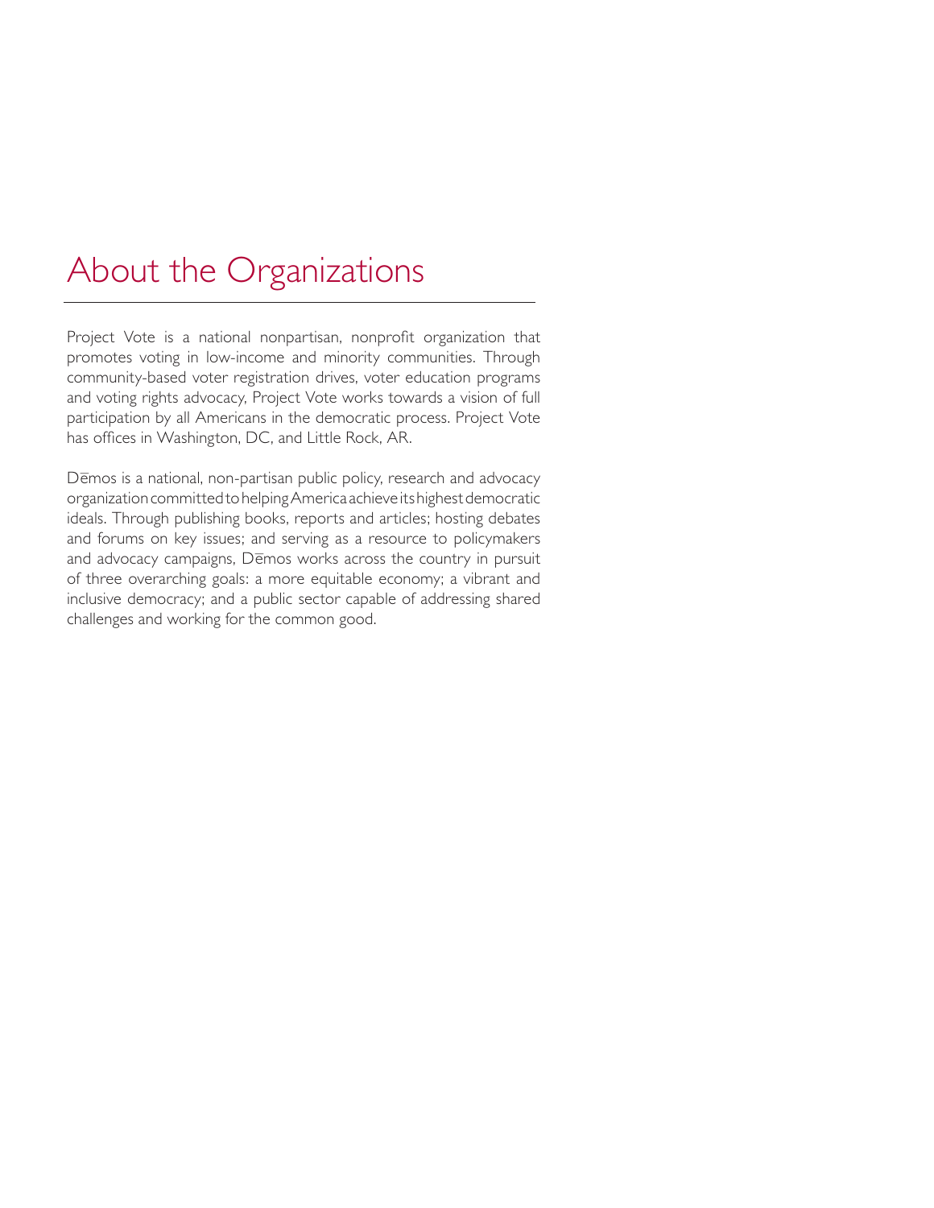# About the Organizations

Project Vote is a national nonpartisan, nonprofit organization that promotes voting in low-income and minority communities. Through community-based voter registration drives, voter education programs and voting rights advocacy, Project Vote works towards a vision of full participation by all Americans in the democratic process. Project Vote has offices in Washington, DC, and Little Rock, AR.

Dēmos is a national, non-partisan public policy, research and advocacy organization committed to helping America achieve its highest democratic ideals. Through publishing books, reports and articles; hosting debates and forums on key issues; and serving as a resource to policymakers and advocacy campaigns, Dēmos works across the country in pursuit of three overarching goals: a more equitable economy; a vibrant and inclusive democracy; and a public sector capable of addressing shared challenges and working for the common good.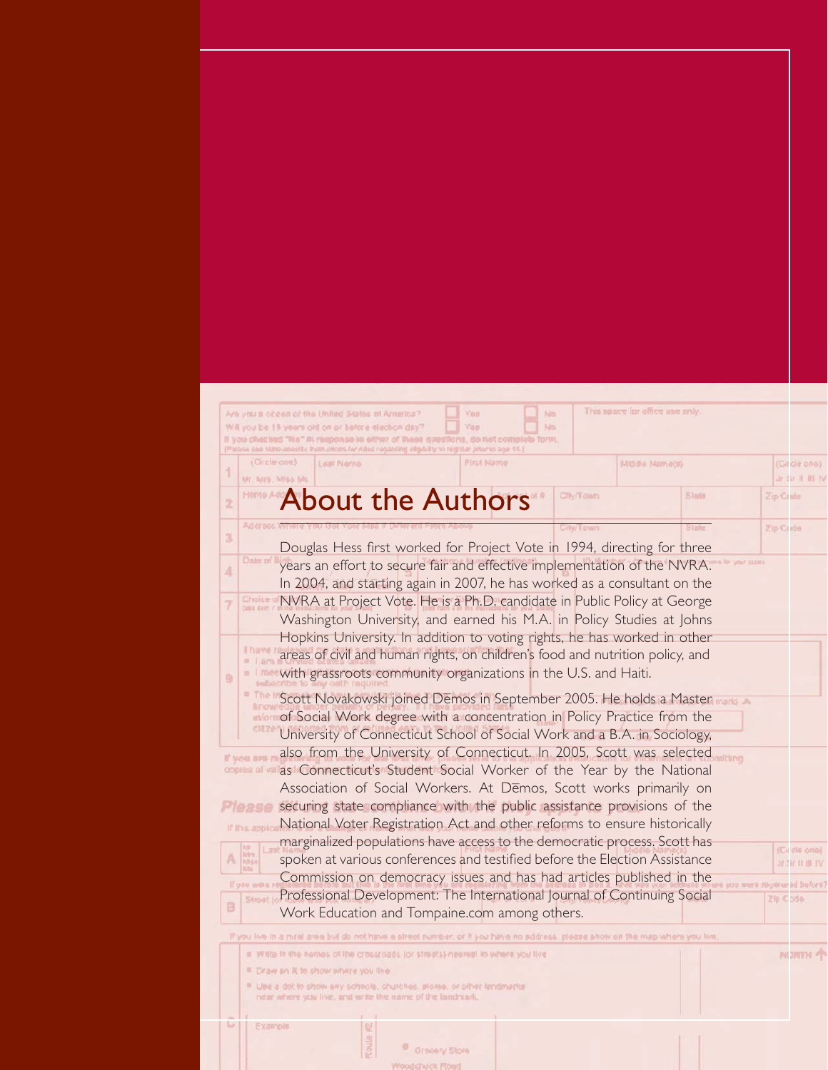# About the Authors

Douglas Hess first worked for Project Vote in 1994, directing for three years an effort to secure fair and effective implementation of the NVRA. In 2004, and starting again in 2007, he has worked as a consultant on the NVRA at Project Vote. He is a Ph.D. candidate in Public Policy at George Washington University, and earned his M.A. in Policy Studies at Johns Hopkins University. In addition to voting rights, he has worked in other areas of civil and human rights, on children's food and nutrition policy, and with grassroots community organizations in the U.S. and Haiti.

Scott Novakowski joined Dēmos in September 2005. He holds a Master of Social Work degree with a concentration in Policy Practice from the University of Connecticut School of Social Work and a B.A. in Sociology, also from the University of Connecticut. In 2005, Scott was selected as Connecticut's Student Social Worker of the Year by the National Association of Social Workers. At Dēmos, Scott works primarily on securing state compliance with the public assistance provisions of the National Voter Registration Act and other reforms to ensure historically marginalized populations have access to the democratic process. Scott has spoken at various conferences and testified before the Election Assistance Commission on democracy issues and has had articles published in the Professional Development: The International Journal of Continuing Social Work Education and Tompaine.com among others.